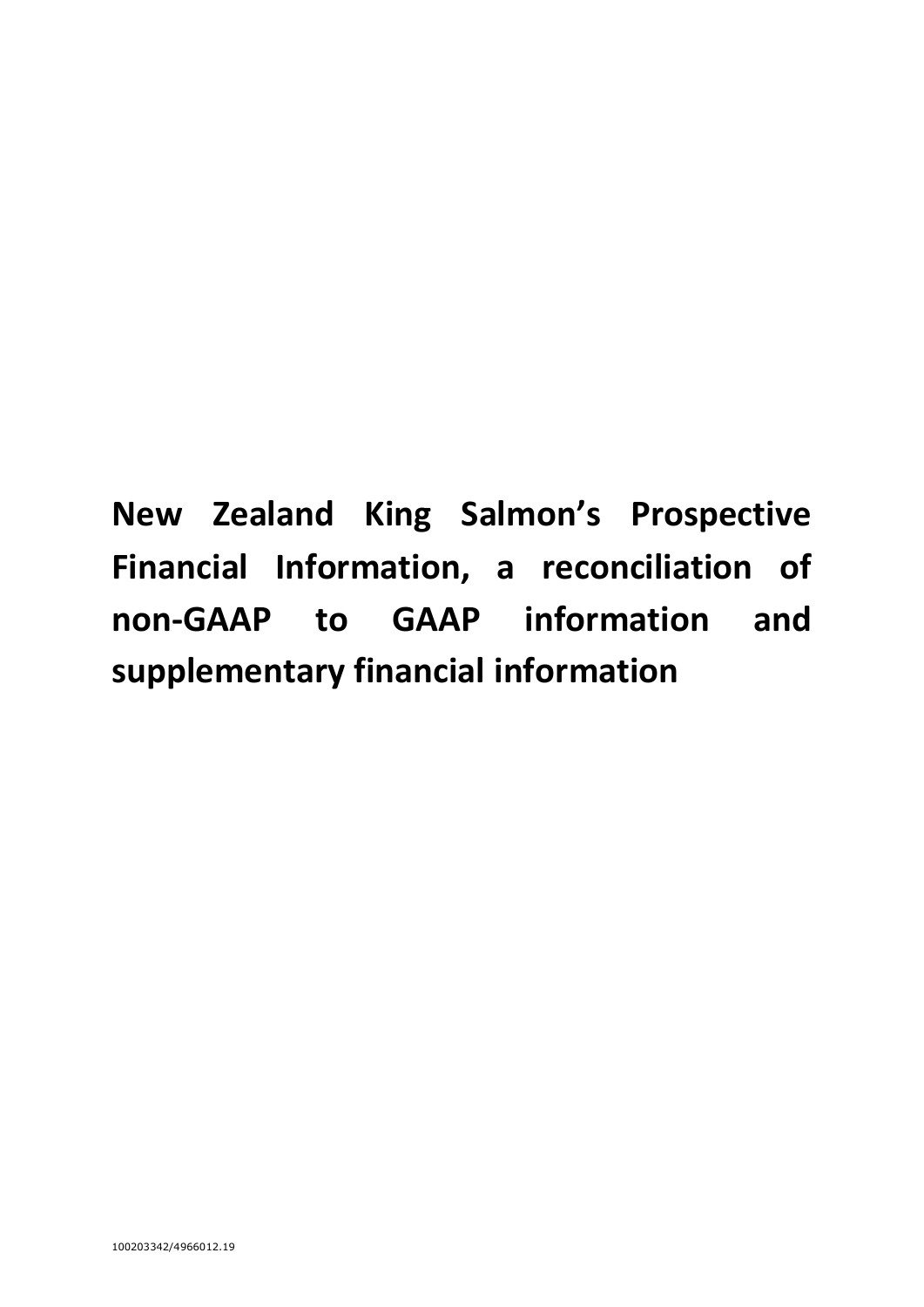# New Zealand King Salmon's Prospective Financial Information, a reconciliation of non-GAAP to GAAP information and supplementary financial information

100203342/4966012.19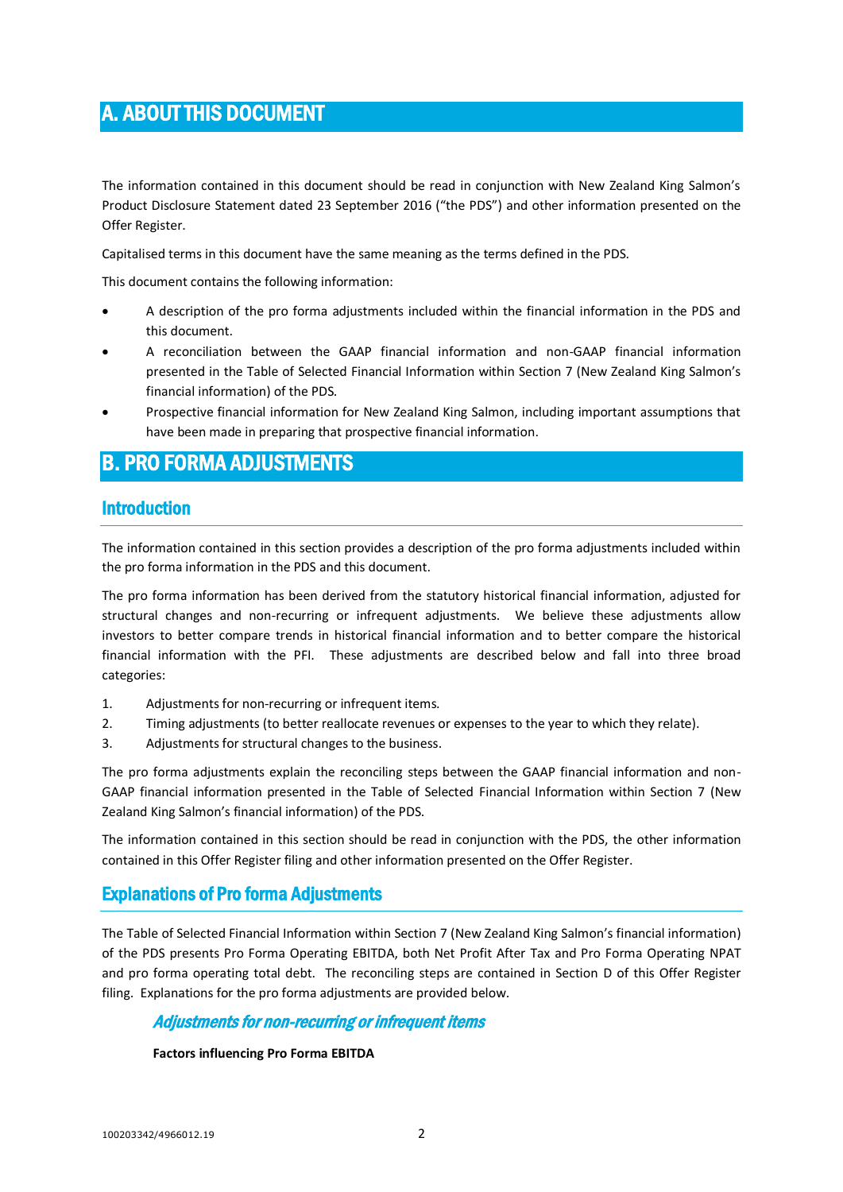# A. ABOUT THIS DOCUMENT

The information contained in this document should be read in conjunction with New Zealand King Salmon's Product Disclosure Statement dated 23 September 2016 ("the PDS") and other information presented on the Offer Register.

Capitalised terms in this document have the same meaning as the terms defined in the PDS.

This document contains the following information:

- A description of the pro forma adjustments included within the financial information in the PDS and this document.
- A reconciliation between the GAAP financial information and non-GAAP financial information presented in the Table of Selected Financial Information within Section 7 (New Zealand King Salmon's financial information) of the PDS.
- Prospective financial information for New Zealand King Salmon, including important assumptions that have been made in preparing that prospective financial information.

# B. PRO FORMA ADJUSTMENTS

## Introduction

The information contained in this section provides a description of the pro forma adjustments included within the pro forma information in the PDS and this document.

The pro forma information has been derived from the statutory historical financial information, adjusted for structural changes and non-recurring or infrequent adjustments. We believe these adjustments allow investors to better compare trends in historical financial information and to better compare the historical financial information with the PFI. These adjustments are described below and fall into three broad categories:

1. Adjustments for non-recurring or infrequent items.
2. Timing adjustments (to better reallocate revenues or expenses to the year to which they relate).
3. Adjustments for structural changes to the business.

The pro forma adjustments explain the reconciling steps between the GAAP financial information and non-GAAP financial information presented in the Table of Selected Financial Information within Section 7 (New Zealand King Salmon's financial information) of the PDS.

The information contained in this section should be read in conjunction with the PDS, the other information contained in this Offer Register filing and other information presented on the Offer Register.

## Explanations of Pro forma Adjustments

The Table of Selected Financial Information within Section 7 (New Zealand King Salmon's financial information) of the PDS presents Pro Forma Operating EBITDA, both Net Profit After Tax and Pro Forma Operating NPAT and pro forma operating total debt. The reconciling steps are contained in Section D of this Offer Register filing. Explanations for the pro forma adjustments are provided below.

### *Adjustments for non-recurring or infrequent items*

**Factors influencing Pro Forma EBITDA**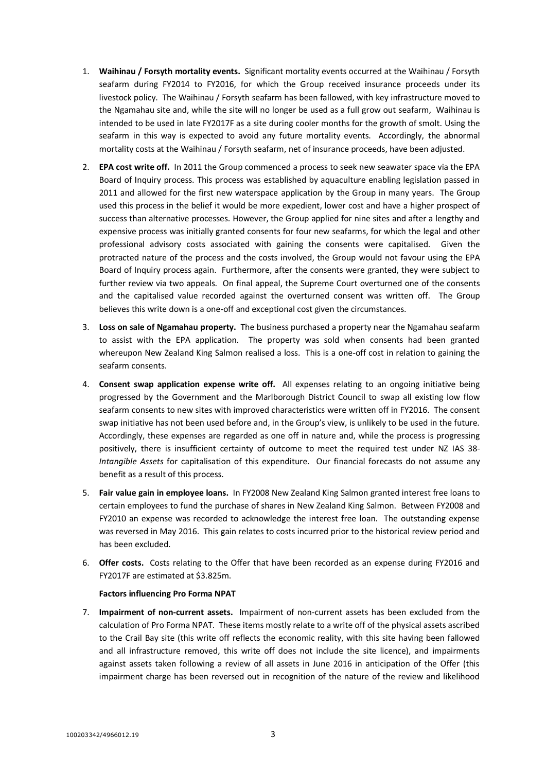1. **Waihinau / Forsyth mortality events.** Significant mortality events occurred at the Waihinau / Forsyth seafarm during FY2014 to FY2016, for which the Group received insurance proceeds under its livestock policy. The Waihinau / Forsyth seafarm has been fallowed, with key infrastructure moved to the Ngamahau site and, while the site will no longer be used as a full grow out seafarm, Waihinau is intended to be used in late FY2017F as a site during cooler months for the growth of smolt. Using the seafarm in this way is expected to avoid any future mortality events. Accordingly, the abnormal mortality costs at the Waihinau / Forsyth seafarm, net of insurance proceeds, have been adjusted.

2. **EPA cost write off.** In 2011 the Group commenced a process to seek new seawater space via the EPA Board of Inquiry process. This process was established by aquaculture enabling legislation passed in 2011 and allowed for the first new waterspace application by the Group in many years. The Group used this process in the belief it would be more expedient, lower cost and have a higher prospect of success than alternative processes. However, the Group applied for nine sites and after a lengthy and expensive process was initially granted consents for four new seafarms, for which the legal and other professional advisory costs associated with gaining the consents were capitalised. Given the protracted nature of the process and the costs involved, the Group would not favour using the EPA Board of Inquiry process again. Furthermore, after the consents were granted, they were subject to further review via two appeals. On final appeal, the Supreme Court overturned one of the consents and the capitalised value recorded against the overturned consent was written off. The Group believes this write down is a one-off and exceptional cost given the circumstances.

3. **Loss on sale of Ngamahau property.** The business purchased a property near the Ngamahau seafarm to assist with the EPA application. The property was sold when consents had been granted whereupon New Zealand King Salmon realised a loss. This is a one-off cost in relation to gaining the seafarm consents.

4. **Consent swap application expense write off.** All expenses relating to an ongoing initiative being progressed by the Government and the Marlborough District Council to swap all existing low flow seafarm consents to new sites with improved characteristics were written off in FY2016. The consent swap initiative has not been used before and, in the Group's view, is unlikely to be used in the future. Accordingly, these expenses are regarded as one off in nature and, while the process is progressing positively, there is insufficient certainty of outcome to meet the required test under NZ IAS 38- *Intangible Assets* for capitalisation of this expenditure. Our financial forecasts do not assume any benefit as a result of this process.

5. **Fair value gain in employee loans.** In FY2008 New Zealand King Salmon granted interest free loans to certain employees to fund the purchase of shares in New Zealand King Salmon. Between FY2008 and FY2010 an expense was recorded to acknowledge the interest free loan. The outstanding expense was reversed in May 2016. This gain relates to costs incurred prior to the historical review period and has been excluded.

6. **Offer costs.** Costs relating to the Offer that have been recorded as an expense during FY2016 and FY2017F are estimated at $3.825m.

**Factors influencing Pro Forma NPAT**

7. **Impairment of non-current assets.** Impairment of non-current assets has been excluded from the calculation of Pro Forma NPAT. These items mostly relate to a write off of the physical assets ascribed to the Crail Bay site (this write off reflects the economic reality, with this site having been fallowed and all infrastructure removed, this write off does not include the site licence), and impairments against assets taken following a review of all assets in June 2016 in anticipation of the Offer (this impairment charge has been reversed out in recognition of the nature of the review and likelihood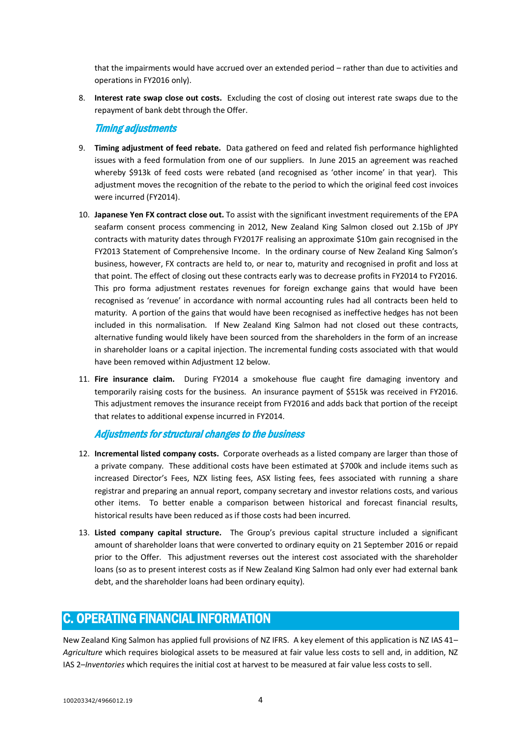that the impairments would have accrued over an extended period – rather than due to activities and operations in FY2016 only).

8. **Interest rate swap close out costs.** Excluding the cost of closing out interest rate swaps due to the repayment of bank debt through the Offer.

### *Timing adjustments*

9. **Timing adjustment of feed rebate.** Data gathered on feed and related fish performance highlighted issues with a feed formulation from one of our suppliers. In June 2015 an agreement was reached whereby $913k of feed costs were rebated (and recognised as 'other income' in that year). This adjustment moves the recognition of the rebate to the period to which the original feed cost invoices were incurred (FY2014).

10. **Japanese Yen FX contract close out.** To assist with the significant investment requirements of the EPA seafarm consent process commencing in 2012, New Zealand King Salmon closed out 2.15b of JPY contracts with maturity dates through FY2017F realising an approximate $10m gain recognised in the FY2013 Statement of Comprehensive Income. In the ordinary course of New Zealand King Salmon's business, however, FX contracts are held to, or near to, maturity and recognised in profit and loss at that point. The effect of closing out these contracts early was to decrease profits in FY2014 to FY2016. This pro forma adjustment restates revenues for foreign exchange gains that would have been recognised as 'revenue' in accordance with normal accounting rules had all contracts been held to maturity. A portion of the gains that would have been recognised as ineffective hedges has not been included in this normalisation. If New Zealand King Salmon had not closed out these contracts, alternative funding would likely have been sourced from the shareholders in the form of an increase in shareholder loans or a capital injection. The incremental funding costs associated with that would have been removed within Adjustment 12 below.

11. **Fire insurance claim.** During FY2014 a smokehouse flue caught fire damaging inventory and temporarily raising costs for the business. An insurance payment of $515k was received in FY2016. This adjustment removes the insurance receipt from FY2016 and adds back that portion of the receipt that relates to additional expense incurred in FY2014.

### *Adjustments for structural changes to the business*

12. **Incremental listed company costs.** Corporate overheads as a listed company are larger than those of a private company. These additional costs have been estimated at $700k and include items such as increased Director's Fees, NZX listing fees, ASX listing fees, fees associated with running a share registrar and preparing an annual report, company secretary and investor relations costs, and various other items. To better enable a comparison between historical and forecast financial results, historical results have been reduced as if those costs had been incurred.

13. **Listed company capital structure.** The Group's previous capital structure included a significant amount of shareholder loans that were converted to ordinary equity on 21 September 2016 or repaid prior to the Offer. This adjustment reverses out the interest cost associated with the shareholder loans (so as to present interest costs as if New Zealand King Salmon had only ever had external bank debt, and the shareholder loans had been ordinary equity).

## C. OPERATING FINANCIAL INFORMATION

New Zealand King Salmon has applied full provisions of NZ IFRS. A key element of this application is NZ IAS 41–*Agriculture* which requires biological assets to be measured at fair value less costs to sell and, in addition, NZ IAS 2–*Inventories* which requires the initial cost at harvest to be measured at fair value less costs to sell.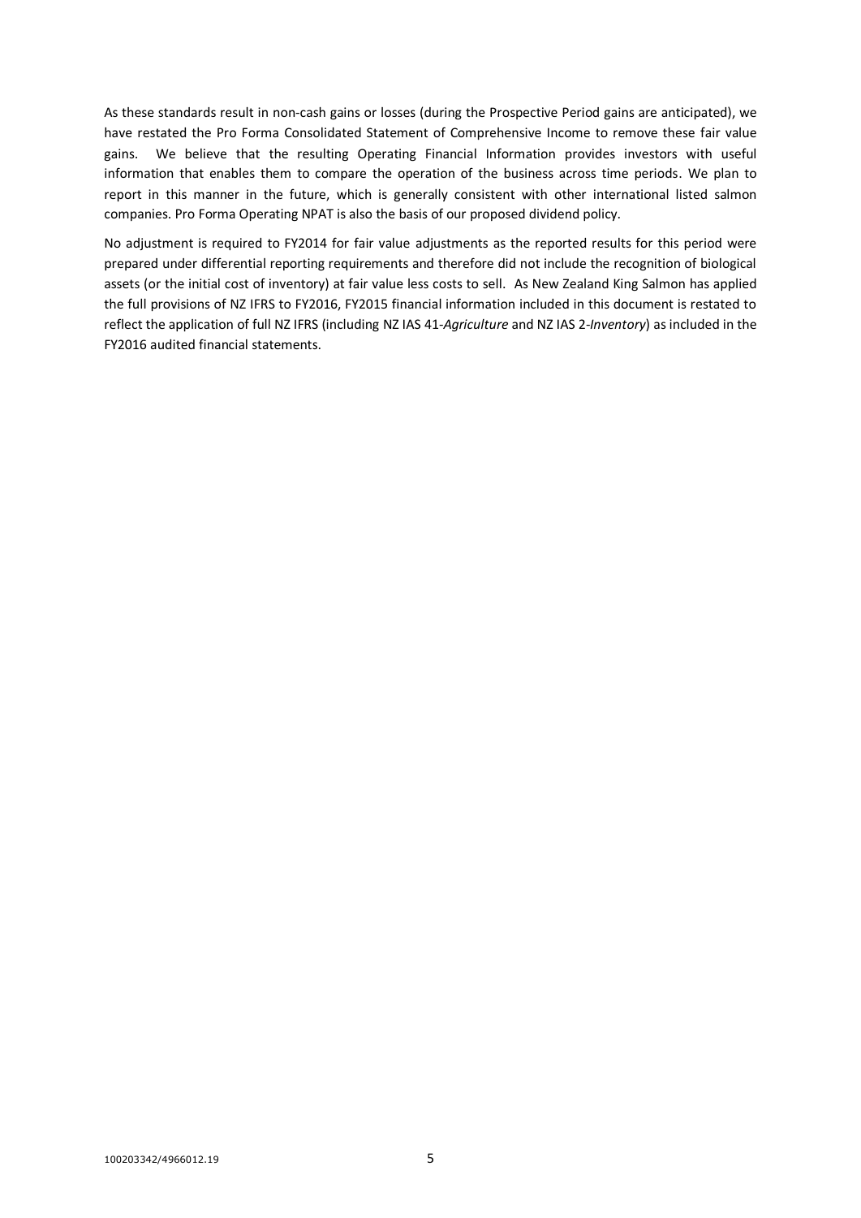As these standards result in non-cash gains or losses (during the Prospective Period gains are anticipated), we have restated the Pro Forma Consolidated Statement of Comprehensive Income to remove these fair value gains. We believe that the resulting Operating Financial Information provides investors with useful information that enables them to compare the operation of the business across time periods. We plan to report in this manner in the future, which is generally consistent with other international listed salmon companies. Pro Forma Operating NPAT is also the basis of our proposed dividend policy.

No adjustment is required to FY2014 for fair value adjustments as the reported results for this period were prepared under differential reporting requirements and therefore did not include the recognition of biological assets (or the initial cost of inventory) at fair value less costs to sell. As New Zealand King Salmon has applied the full provisions of NZ IFRS to FY2016, FY2015 financial information included in this document is restated to reflect the application of full NZ IFRS (including NZ IAS 41-*Agriculture* and NZ IAS 2-*Inventory*) as included in the FY2016 audited financial statements.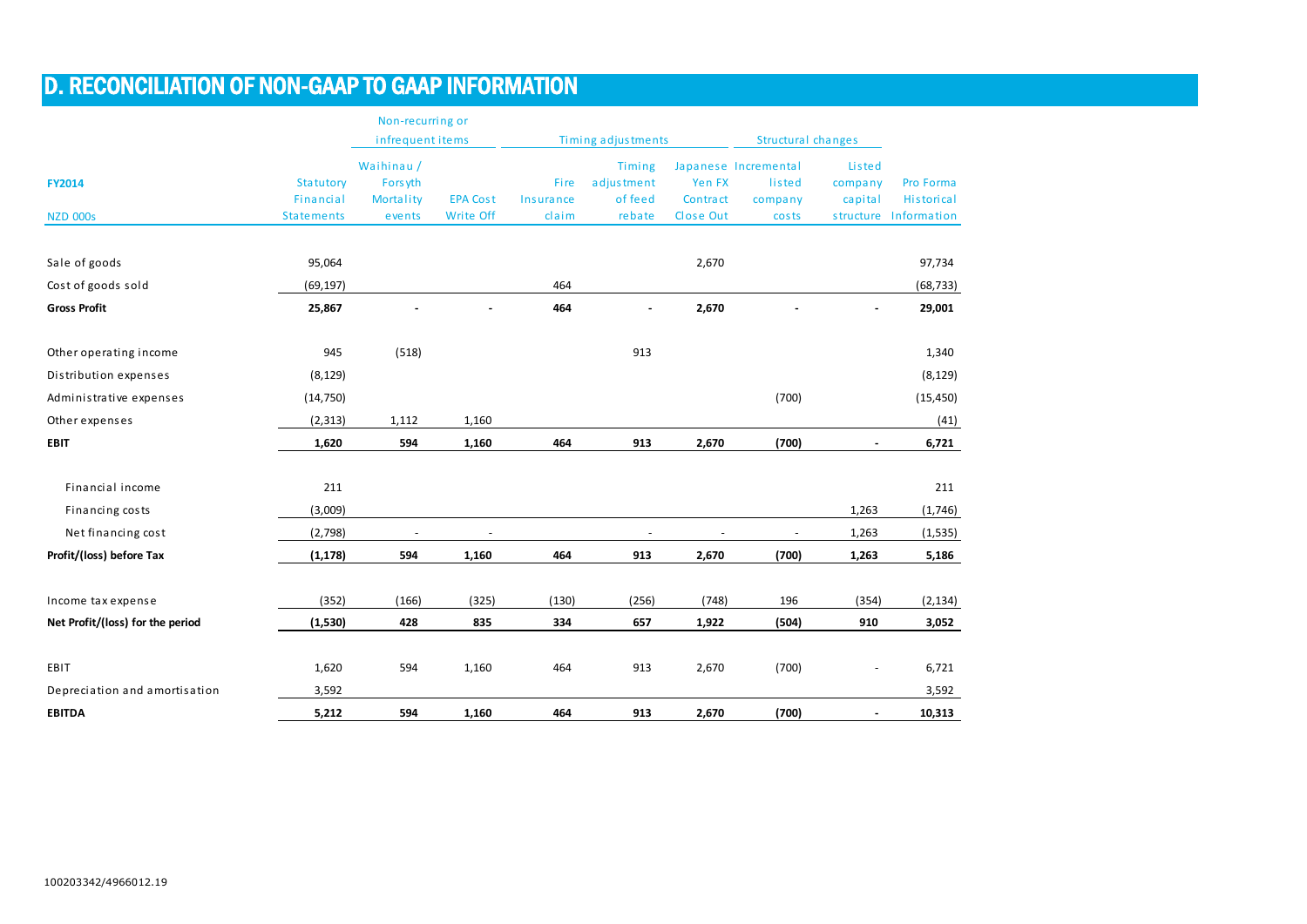# D. RECONCILIATION OF NON-GAAP TO GAAP INFORMATION

| | | Non-recurring or infrequent items | | Timing adjustments | | | Structural changes | | |
|---|---|---|---|---|---|---|---|---|---|
| **FY2014**<br>**NZD 000s** | Statutory Financial Statements | Waihinau / Forsyth Mortality events | EPA Cost Write Off | Fire Insurance claim | Timing adjustment of feed rebate | Japanese Yen FX Contract Close Out | Incremental listed company costs | Listed company capital structure | Pro Forma Historical Information |
| Sale of goods | 95,064 | | | | | 2,670 | | | 97,734 |
| Cost of goods sold | (69,197) | | | 464 | | | | | (68,733) |
| **Gross Profit** | **25,867** | **-** | **-** | **464** | **-** | **2,670** | **-** | **-** | **29,001** |
| Other operating income | 945 | (518) | | | 913 | | | | 1,340 |
| Distribution expenses | (8,129) | | | | | | | | (8,129) |
| Administrative expenses | (14,750) | | | | | | (700) | | (15,450) |
| Other expenses | (2,313) | 1,112 | 1,160 | | | | | | (41) |
| **EBIT** | **1,620** | **594** | **1,160** | **464** | **913** | **2,670** | **(700)** | **-** | **6,721** |
| Financial income | 211 | | | | | | | | 211 |
| Financing costs | (3,009) | | | | | | | 1,263 | (1,746) |
| Net financing cost | (2,798) | - | - | | - | - | - | 1,263 | (1,535) |
| **Profit/(loss) before Tax** | **(1,178)** | **594** | **1,160** | **464** | **913** | **2,670** | **(700)** | **1,263** | **5,186** |
| Income tax expense | (352) | (166) | (325) | (130) | (256) | (748) | 196 | (354) | (2,134) |
| **Net Profit/(loss) for the period** | **(1,530)** | **428** | **835** | **334** | **657** | **1,922** | **(504)** | **910** | **3,052** |
| EBIT | 1,620 | 594 | 1,160 | 464 | 913 | 2,670 | (700) | - | 6,721 |
| Depreciation and amortisation | 3,592 | | | | | | | | 3,592 |
| **EBITDA** | **5,212** | **594** | **1,160** | **464** | **913** | **2,670** | **(700)** | **-** | **10,313** |

100203342/4966012.19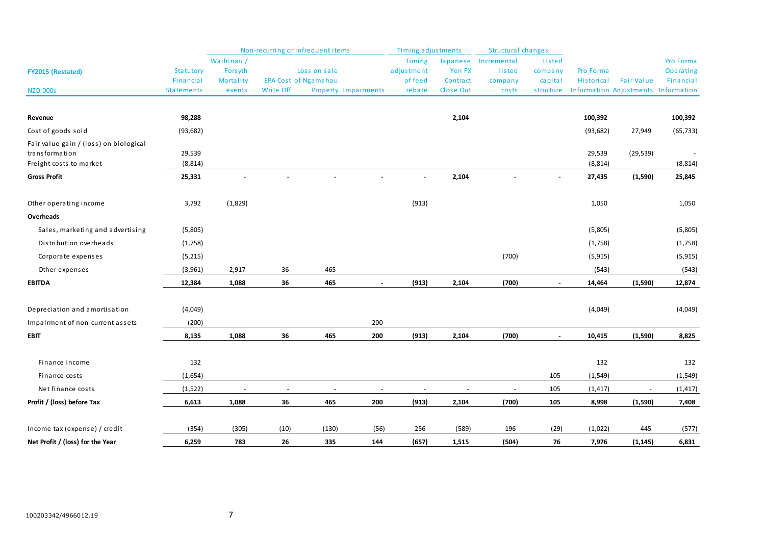| FY2015 (Restated) NZD 000s | Statutory Financial Statements | Non-recurring or infrequent items: Waihinau / Forsyth Mortality events | EPA Write Off | Loss on sale Cost of Ngamahau Property | Impairments | Timing adjustments: Timing adjustment of feed rebate | Japanese Yen FX Contract Close Out | Structural changes: Incremental listed company costs | Listed company capital structure | Pro Forma Historical Information | Fair Value Adjustments | Pro Forma Operating Financial Information |
|---|---|---|---|---|---|---|---|---|---|---|---|---|
| **Revenue** | **98,288** | | | | | | **2,104** | | | **100,392** | | **100,392** |
| Cost of goods sold | (93,682) | | | | | | | | | (93,682) | 27,949 | (65,733) |
| Fair value gain / (loss) on biological transformation | 29,539 | | | | | | | | | 29,539 | (29,539) | - |
| Freight costs to market | (8,814) | | | | | | | | | (8,814) | | (8,814) |
| **Gross Profit** | **25,331** | **-** | **-** | **-** | **-** | **-** | **2,104** | **-** | **-** | **27,435** | **(1,590)** | **25,845** |
| Other operating income | 3,792 | (1,829) | | | | (913) | | | | 1,050 | | 1,050 |
| **Overheads** | | | | | | | | | | | | |
| Sales, marketing and advertising | (5,805) | | | | | | | | | (5,805) | | (5,805) |
| Distribution overheads | (1,758) | | | | | | | | | (1,758) | | (1,758) |
| Corporate expenses | (5,215) | | | | | | | (700) | | (5,915) | | (5,915) |
| Other expenses | (3,961) | 2,917 | 36 | 465 | | | | | | (543) | | (543) |
| **EBITDA** | **12,384** | **1,088** | **36** | **465** | **-** | **(913)** | **2,104** | **(700)** | **-** | **14,464** | **(1,590)** | **12,874** |
| Depreciation and amortisation | (4,049) | | | | | | | | | (4,049) | | (4,049) |
| Impairment of non-current assets | (200) | | | | 200 | | | | | - | | - |
| **EBIT** | **8,135** | **1,088** | **36** | **465** | **200** | **(913)** | **2,104** | **(700)** | **-** | **10,415** | **(1,590)** | **8,825** |
| Finance income | 132 | | | | | | | | | 132 | | 132 |
| Finance costs | (1,654) | | | | | | | | 105 | (1,549) | | (1,549) |
| Net finance costs | (1,522) | - | - | - | - | - | - | - | 105 | (1,417) | - | (1,417) |
| **Profit / (loss) before Tax** | **6,613** | **1,088** | **36** | **465** | **200** | **(913)** | **2,104** | **(700)** | **105** | **8,998** | **(1,590)** | **7,408** |
| Income tax (expense) / credit | (354) | (305) | (10) | (130) | (56) | 256 | (589) | 196 | (29) | (1,022) | 445 | (577) |
| **Net Profit / (loss) for the Year** | **6,259** | **783** | **26** | **335** | **144** | **(657)** | **1,515** | **(504)** | **76** | **7,976** | **(1,145)** | **6,831** |

100203342/4966012.19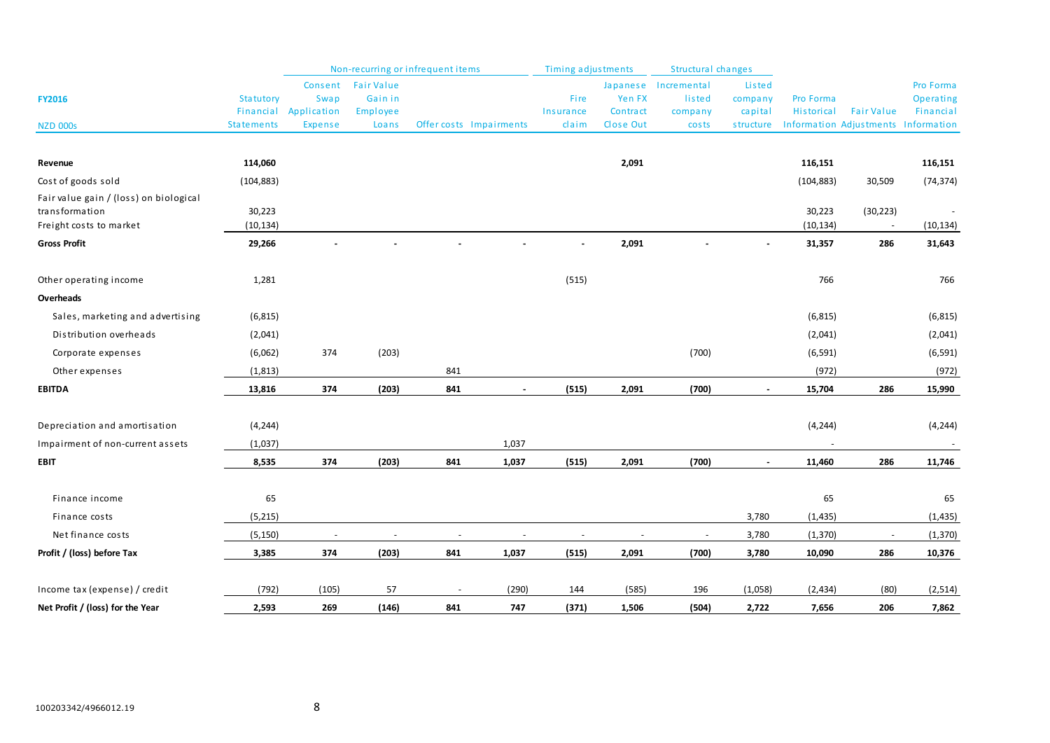| FY2016 NZD 000s | Statutory Financial Statements | Non-recurring or infrequent items | | | | Timing adjustments | | Structural changes | | Pro Forma Historical Information | Fair Value Adjustments | Pro Forma Operating Financial Information |
|---|---|---|---|---|---|---|---|---|---|---|---|---|
| | | Consent Swap Application Expense | Fair Value Gain in Employee Loans | Offer costs | Impairments | Fire Insurance claim | Japanese Yen FX Contract Close Out | Incremental listed company costs | Listed company capital structure | | | |
| **Revenue** | **114,060** | | | | | | **2,091** | | | **116,151** | | **116,151** |
| Cost of goods sold | (104,883) | | | | | | | | | (104,883) | 30,509 | (74,374) |
| Fair value gain / (loss) on biological transformation | 30,223 | | | | | | | | | 30,223 | (30,223) | - |
| Freight costs to market | (10,134) | | | | | | | | | (10,134) | - | (10,134) |
| **Gross Profit** | **29,266** | **-** | **-** | **-** | **-** | **-** | **2,091** | **-** | **-** | **31,357** | **286** | **31,643** |
| Other operating income | 1,281 | | | | | (515) | | | | 766 | | 766 |
| **Overheads** | | | | | | | | | | | | |
| Sales, marketing and advertising | (6,815) | | | | | | | | | (6,815) | | (6,815) |
| Distribution overheads | (2,041) | | | | | | | | | (2,041) | | (2,041) |
| Corporate expenses | (6,062) | 374 | (203) | | | | | (700) | | (6,591) | | (6,591) |
| Other expenses | (1,813) | | | 841 | | | | | | (972) | | (972) |
| **EBITDA** | **13,816** | **374** | **(203)** | **841** | **-** | **(515)** | **2,091** | **(700)** | **-** | **15,704** | **286** | **15,990** |
| Depreciation and amortisation | (4,244) | | | | | | | | | (4,244) | | (4,244) |
| Impairment of non-current assets | (1,037) | | | | 1,037 | | | | | - | | - |
| **EBIT** | **8,535** | **374** | **(203)** | **841** | **1,037** | **(515)** | **2,091** | **(700)** | **-** | **11,460** | **286** | **11,746** |
| Finance income | 65 | | | | | | | | | 65 | | 65 |
| Finance costs | (5,215) | | | | | | | | 3,780 | (1,435) | | (1,435) |
| Net finance costs | (5,150) | - | - | - | - | - | - | - | 3,780 | (1,370) | - | (1,370) |
| **Profit / (loss) before Tax** | **3,385** | **374** | **(203)** | **841** | **1,037** | **(515)** | **2,091** | **(700)** | **3,780** | **10,090** | **286** | **10,376** |
| Income tax (expense) / credit | (792) | (105) | 57 | - | (290) | 144 | (585) | 196 | (1,058) | (2,434) | (80) | (2,514) |
| **Net Profit / (loss) for the Year** | **2,593** | **269** | **(146)** | **841** | **747** | **(371)** | **1,506** | **(504)** | **2,722** | **7,656** | **206** | **7,862** |

100203342/4966012.19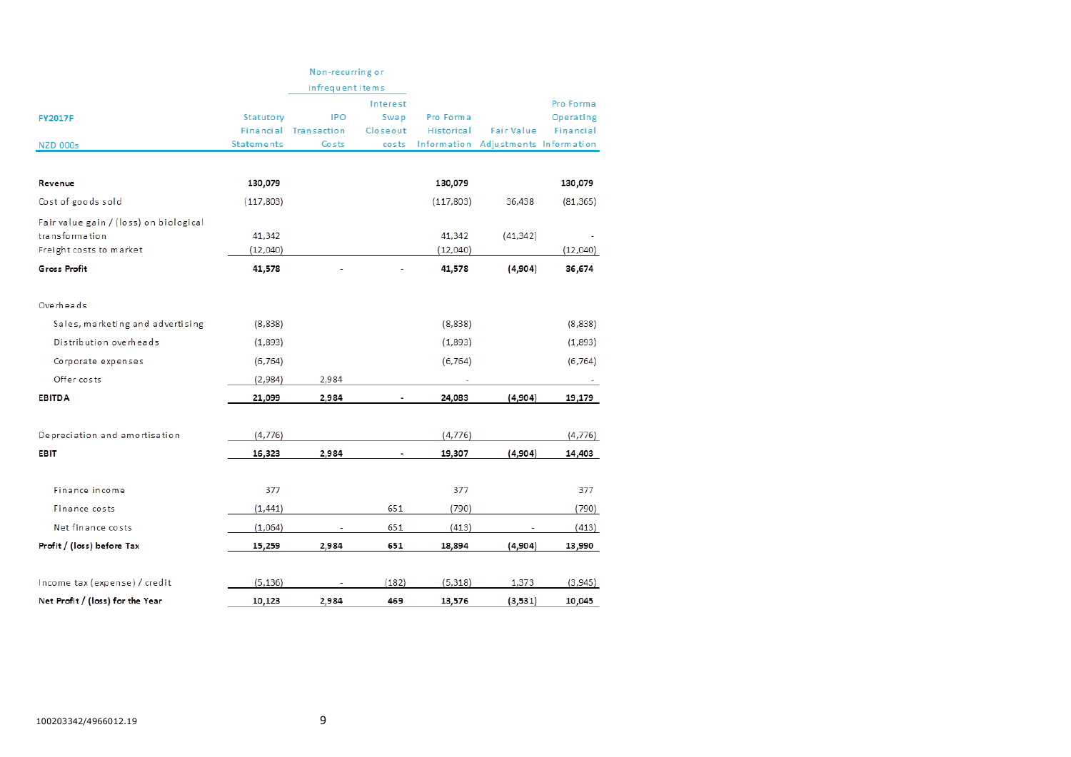| FY2017F<br>NZD 000s | Statutory Financial Statements | Non-recurring or infrequent items<br>IPO Transaction Costs | <br>Interest Swap Closeout costs | Pro Forma Historical Information | Fair Value Adjustments | Pro Forma Operating Financial Information |
|---|---|---|---|---|---|---|
| **Revenue** | **130,079** | | | **130,079** | | **130,079** |
| Cost of goods sold | (117,803) | | | (117,803) | 36,438 | (81,365) |
| Fair value gain / (loss) on biological transformation | 41,342 | | | 41,342 | (41,342) | - |
| Freight costs to market | (12,040) | | | (12,040) | | (12,040) |
| **Gross Profit** | **41,578** | - | - | **41,578** | **(4,904)** | **36,674** |
| Overheads | | | | | | |
| Sales, marketing and advertising | (8,838) | | | (8,838) | | (8,838) |
| Distribution overheads | (1,893) | | | (1,893) | | (1,893) |
| Corporate expenses | (6,764) | | | (6,764) | | (6,764) |
| Offer costs | (2,984) | 2,984 | | - | | - |
| **EBITDA** | **21,099** | **2,984** | **-** | **24,083** | **(4,904)** | **19,179** |
| Depreciation and amortisation | (4,776) | | | (4,776) | | (4,776) |
| **EBIT** | **16,323** | **2,984** | **-** | **19,307** | **(4,904)** | **14,403** |
| Finance income | 377 | | | 377 | | 377 |
| Finance costs | (1,441) | | 651 | (790) | | (790) |
| Net finance costs | (1,064) | - | 651 | (413) | - | (413) |
| **Profit / (loss) before Tax** | **15,259** | **2,984** | **651** | **18,894** | **(4,904)** | **13,990** |
| Income tax (expense) / credit | (5,136) | - | (182) | (5,318) | 1,373 | (3,945) |
| **Net Profit / (loss) for the Year** | **10,123** | **2,984** | **469** | **13,576** | **(3,531)** | **10,045** |

100203342/4966012.19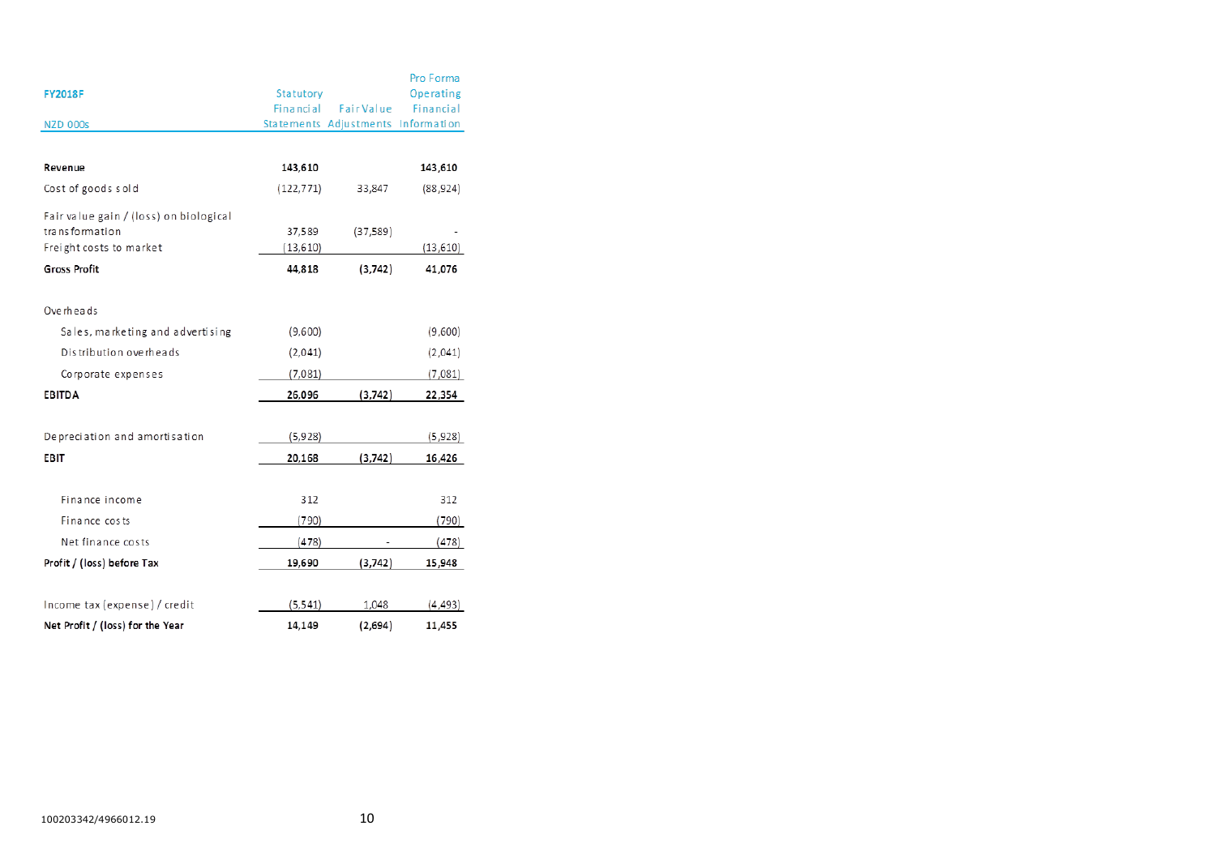| FY2018F<br>NZD 000s | Statutory Financial Statements | Fair Value Adjustments | Pro Forma Operating Financial Information |
|---|---|---|---|
| **Revenue** | **143,610** | | **143,610** |
| Cost of goods sold | (122,771) | 33,847 | (88,924) |
| Fair value gain / (loss) on biological transformation | 37,589 | (37,589) | - |
| Freight costs to market | (13,610) | | (13,610) |
| **Gross Profit** | **44,818** | **(3,742)** | **41,076** |
| Overheads | | | |
| Sales, marketing and advertising | (9,600) | | (9,600) |
| Distribution overheads | (2,041) | | (2,041) |
| Corporate expenses | (7,081) | | (7,081) |
| **EBITDA** | **26,096** | **(3,742)** | **22,354** |
| Depreciation and amortisation | (5,928) | | (5,928) |
| **EBIT** | **20,168** | **(3,742)** | **16,426** |
| Finance income | 312 | | 312 |
| Finance costs | (790) | | (790) |
| Net finance costs | (478) | - | (478) |
| **Profit / (loss) before Tax** | **19,690** | **(3,742)** | **15,948** |
| Income tax (expense) / credit | (5,541) | 1,048 | (4,493) |
| **Net Profit / (loss) for the Year** | **14,149** | **(2,694)** | **11,455** |

100203342/4966012.19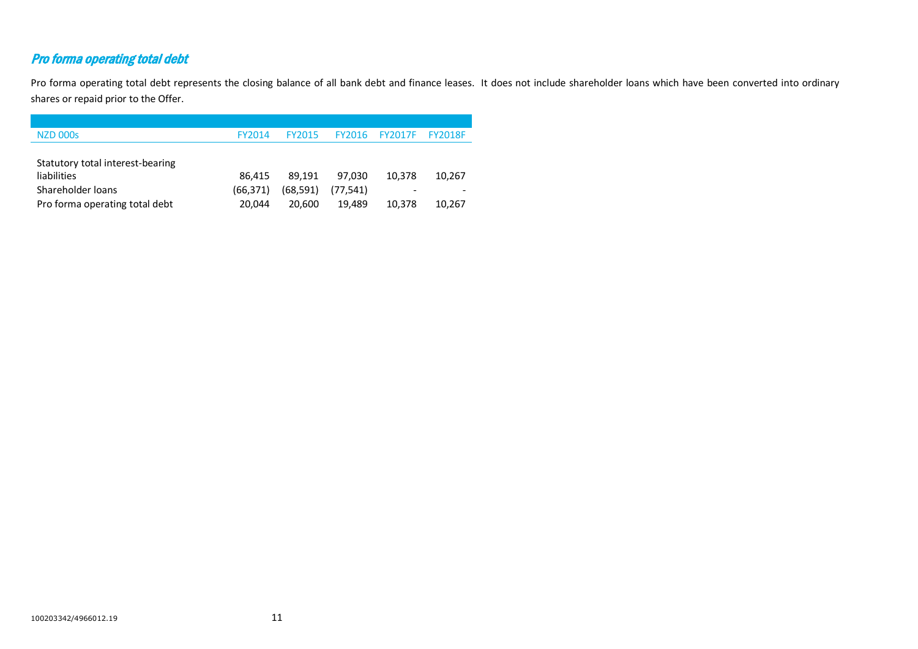## *Pro forma operating total debt*

Pro forma operating total debt represents the closing balance of all bank debt and finance leases. It does not include shareholder loans which have been converted into ordinary shares or repaid prior to the Offer.

| NZD 000s | FY2014 | FY2015 | FY2016 | FY2017F | FY2018F |
|---|---|---|---|---|---|
| Statutory total interest-bearing liabilities | 86,415 | 89,191 | 97,030 | 10,378 | 10,267 |
| Shareholder loans | (66,371) | (68,591) | (77,541) | - | - |
| Pro forma operating total debt | 20,044 | 20,600 | 19,489 | 10,378 | 10,267 |

100203342/4966012.19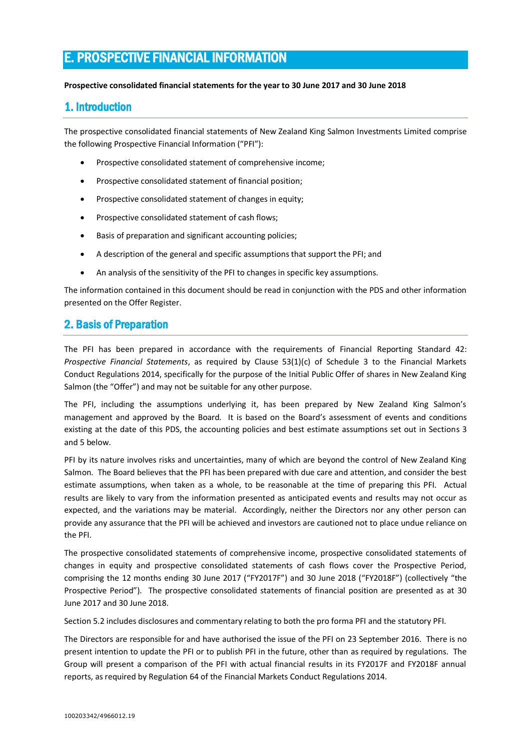# E. PROSPECTIVE FINANCIAL INFORMATION

**Prospective consolidated financial statements for the year to 30 June 2017 and 30 June 2018**

## 1. Introduction

The prospective consolidated financial statements of New Zealand King Salmon Investments Limited comprise the following Prospective Financial Information ("PFI"):

- Prospective consolidated statement of comprehensive income;
- Prospective consolidated statement of financial position;
- Prospective consolidated statement of changes in equity;
- Prospective consolidated statement of cash flows;
- Basis of preparation and significant accounting policies;
- A description of the general and specific assumptions that support the PFI; and
- An analysis of the sensitivity of the PFI to changes in specific key assumptions.

The information contained in this document should be read in conjunction with the PDS and other information presented on the Offer Register.

## 2. Basis of Preparation

The PFI has been prepared in accordance with the requirements of Financial Reporting Standard 42: *Prospective Financial Statements*, as required by Clause 53(1)(c) of Schedule 3 to the Financial Markets Conduct Regulations 2014, specifically for the purpose of the Initial Public Offer of shares in New Zealand King Salmon (the "Offer") and may not be suitable for any other purpose.

The PFI, including the assumptions underlying it, has been prepared by New Zealand King Salmon's management and approved by the Board. It is based on the Board's assessment of events and conditions existing at the date of this PDS, the accounting policies and best estimate assumptions set out in Sections 3 and 5 below.

PFI by its nature involves risks and uncertainties, many of which are beyond the control of New Zealand King Salmon. The Board believes that the PFI has been prepared with due care and attention, and consider the best estimate assumptions, when taken as a whole, to be reasonable at the time of preparing this PFI. Actual results are likely to vary from the information presented as anticipated events and results may not occur as expected, and the variations may be material. Accordingly, neither the Directors nor any other person can provide any assurance that the PFI will be achieved and investors are cautioned not to place undue reliance on the PFI.

The prospective consolidated statements of comprehensive income, prospective consolidated statements of changes in equity and prospective consolidated statements of cash flows cover the Prospective Period, comprising the 12 months ending 30 June 2017 ("FY2017F") and 30 June 2018 ("FY2018F") (collectively "the Prospective Period"). The prospective consolidated statements of financial position are presented as at 30 June 2017 and 30 June 2018.

Section 5.2 includes disclosures and commentary relating to both the pro forma PFI and the statutory PFI.

The Directors are responsible for and have authorised the issue of the PFI on 23 September 2016. There is no present intention to update the PFI or to publish PFI in the future, other than as required by regulations. The Group will present a comparison of the PFI with actual financial results in its FY2017F and FY2018F annual reports, as required by Regulation 64 of the Financial Markets Conduct Regulations 2014.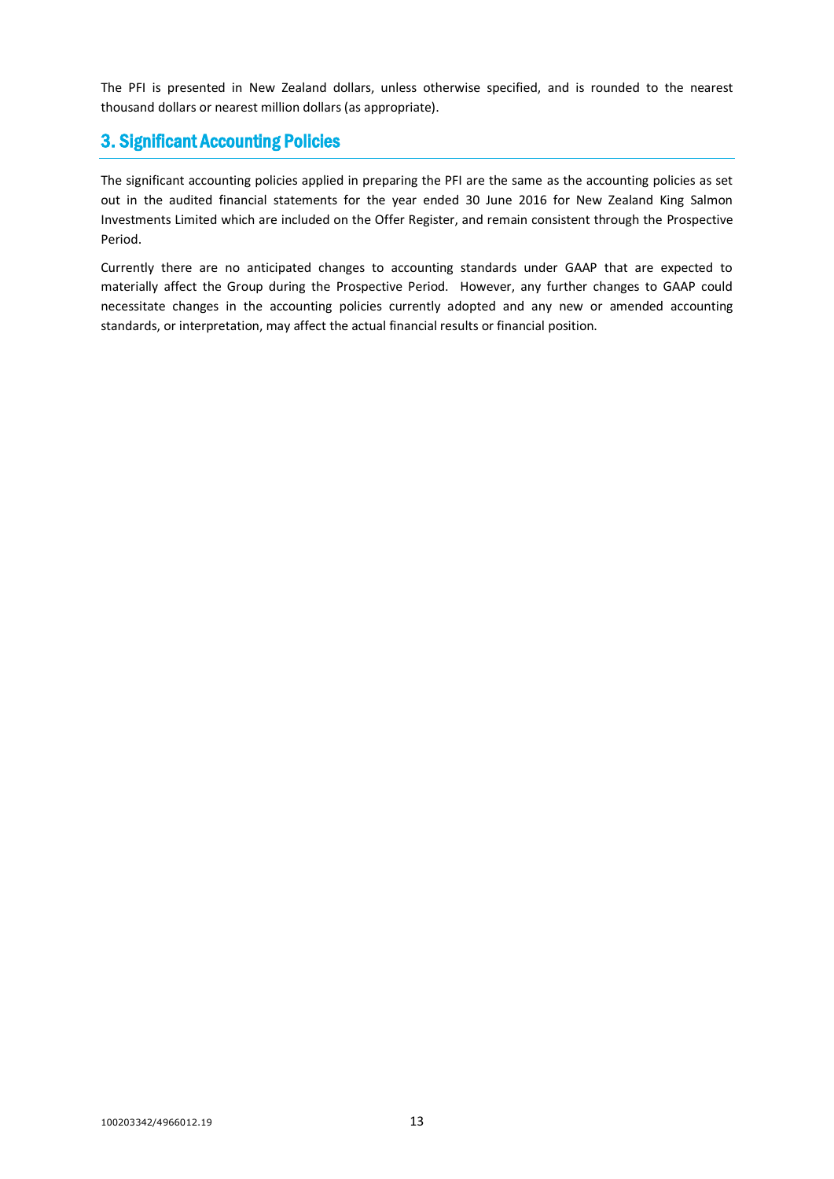The PFI is presented in New Zealand dollars, unless otherwise specified, and is rounded to the nearest thousand dollars or nearest million dollars (as appropriate).

## 3. Significant Accounting Policies

The significant accounting policies applied in preparing the PFI are the same as the accounting policies as set out in the audited financial statements for the year ended 30 June 2016 for New Zealand King Salmon Investments Limited which are included on the Offer Register, and remain consistent through the Prospective Period.

Currently there are no anticipated changes to accounting standards under GAAP that are expected to materially affect the Group during the Prospective Period. However, any further changes to GAAP could necessitate changes in the accounting policies currently adopted and any new or amended accounting standards, or interpretation, may affect the actual financial results or financial position.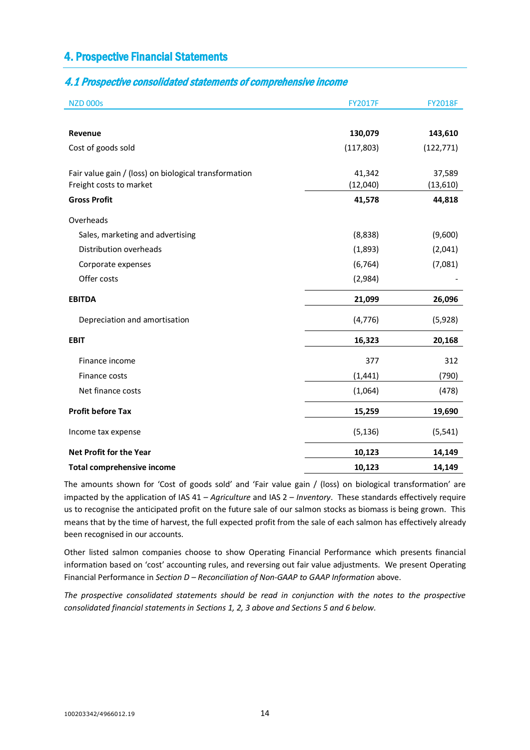# 4. Prospective Financial Statements

## *4.1 Prospective consolidated statements of comprehensive income*

| NZD 000s | FY2017F | FY2018F |
|---|---|---|
| **Revenue** | **130,079** | **143,610** |
| Cost of goods sold | (117,803) | (122,771) |
| Fair value gain / (loss) on biological transformation | 41,342 | 37,589 |
| Freight costs to market | (12,040) | (13,610) |
| **Gross Profit** | **41,578** | **44,818** |
| Overheads | | |
| Sales, marketing and advertising | (8,838) | (9,600) |
| Distribution overheads | (1,893) | (2,041) |
| Corporate expenses | (6,764) | (7,081) |
| Offer costs | (2,984) | - |
| **EBITDA** | **21,099** | **26,096** |
| Depreciation and amortisation | (4,776) | (5,928) |
| **EBIT** | **16,323** | **20,168** |
| Finance income | 377 | 312 |
| Finance costs | (1,441) | (790) |
| Net finance costs | (1,064) | (478) |
| **Profit before Tax** | **15,259** | **19,690** |
| Income tax expense | (5,136) | (5,541) |
| **Net Profit for the Year** | **10,123** | **14,149** |
| **Total comprehensive income** | **10,123** | **14,149** |

The amounts shown for 'Cost of goods sold' and 'Fair value gain / (loss) on biological transformation' are impacted by the application of IAS 41 – *Agriculture* and IAS 2 – *Inventory*. These standards effectively require us to recognise the anticipated profit on the future sale of our salmon stocks as biomass is being grown. This means that by the time of harvest, the full expected profit from the sale of each salmon has effectively already been recognised in our accounts.

Other listed salmon companies choose to show Operating Financial Performance which presents financial information based on 'cost' accounting rules, and reversing out fair value adjustments. We present Operating Financial Performance in *Section D – Reconciliation of Non-GAAP to GAAP Information* above.

*The prospective consolidated statements should be read in conjunction with the notes to the prospective consolidated financial statements in Sections 1, 2, 3 above and Sections 5 and 6 below.*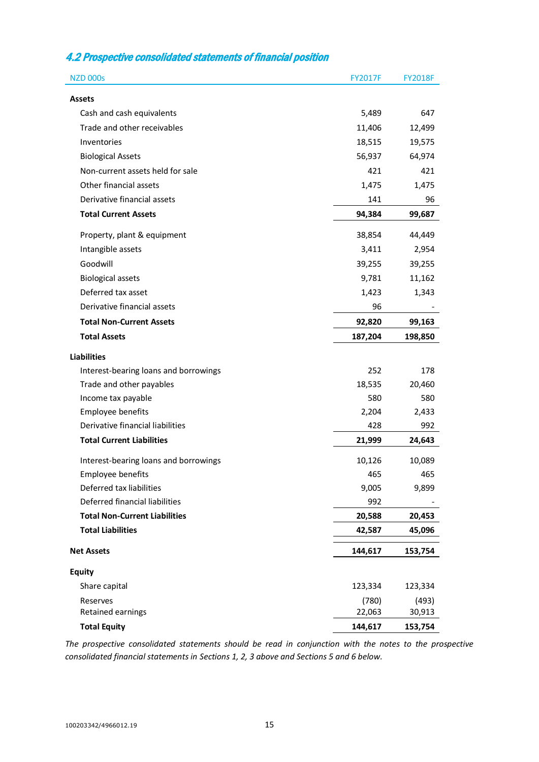## 4.2 Prospective consolidated statements of financial position

| NZD 000s | FY2017F | FY2018F |
|---|---|---|
| **Assets** | | |
| Cash and cash equivalents | 5,489 | 647 |
| Trade and other receivables | 11,406 | 12,499 |
| Inventories | 18,515 | 19,575 |
| Biological Assets | 56,937 | 64,974 |
| Non-current assets held for sale | 421 | 421 |
| Other financial assets | 1,475 | 1,475 |
| Derivative financial assets | 141 | 96 |
| **Total Current Assets** | **94,384** | **99,687** |
| Property, plant & equipment | 38,854 | 44,449 |
| Intangible assets | 3,411 | 2,954 |
| Goodwill | 39,255 | 39,255 |
| Biological assets | 9,781 | 11,162 |
| Deferred tax asset | 1,423 | 1,343 |
| Derivative financial assets | 96 | - |
| **Total Non-Current Assets** | **92,820** | **99,163** |
| **Total Assets** | **187,204** | **198,850** |
| **Liabilities** | | |
| Interest-bearing loans and borrowings | 252 | 178 |
| Trade and other payables | 18,535 | 20,460 |
| Income tax payable | 580 | 580 |
| Employee benefits | 2,204 | 2,433 |
| Derivative financial liabilities | 428 | 992 |
| **Total Current Liabilities** | **21,999** | **24,643** |
| Interest-bearing loans and borrowings | 10,126 | 10,089 |
| Employee benefits | 465 | 465 |
| Deferred tax liabilities | 9,005 | 9,899 |
| Deferred financial liabilities | 992 | - |
| **Total Non-Current Liabilities** | **20,588** | **20,453** |
| **Total Liabilities** | **42,587** | **45,096** |
| **Net Assets** | **144,617** | **153,754** |
| **Equity** | | |
| Share capital | 123,334 | 123,334 |
| Reserves | (780) | (493) |
| Retained earnings | 22,063 | 30,913 |
| **Total Equity** | **144,617** | **153,754** |

*The prospective consolidated statements should be read in conjunction with the notes to the prospective consolidated financial statements in Sections 1, 2, 3 above and Sections 5 and 6 below.*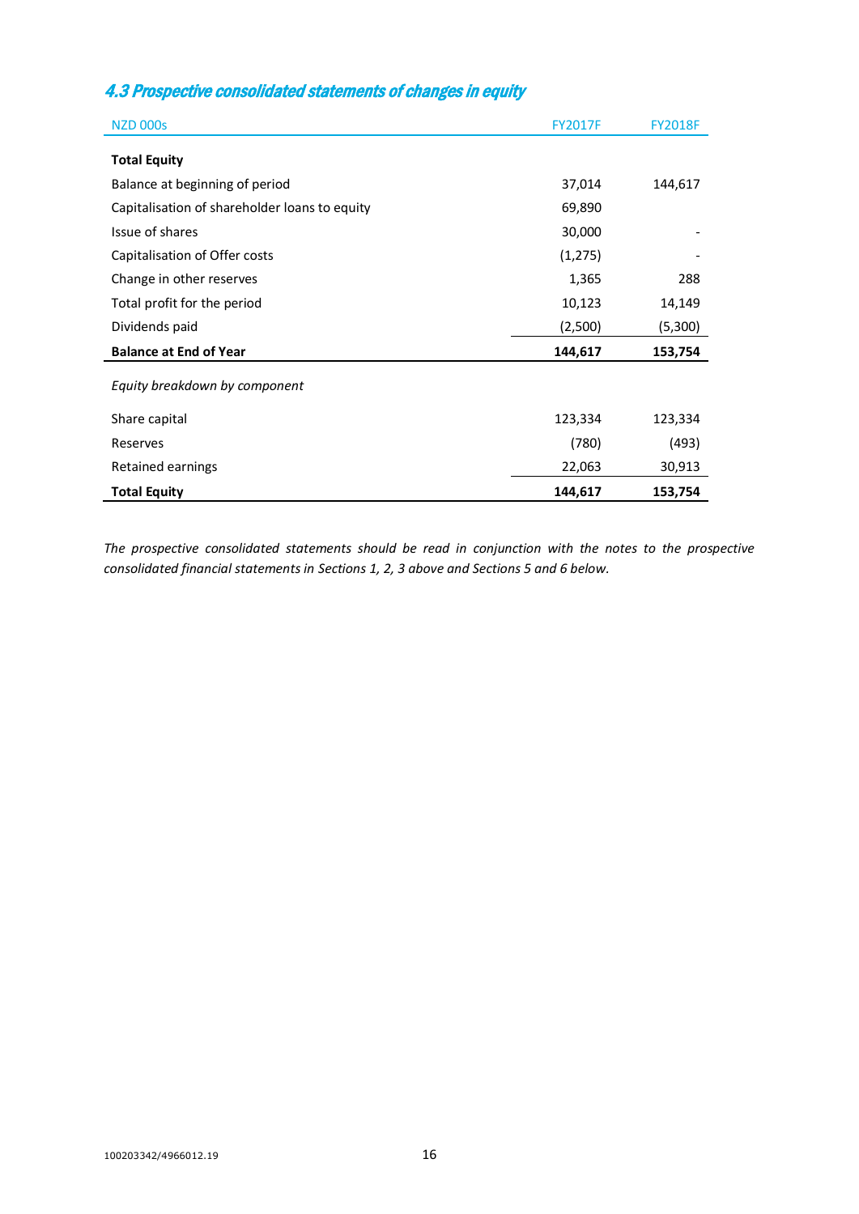## 4.3 Prospective consolidated statements of changes in equity

| NZD 000s | FY2017F | FY2018F |
|---|---|---|
| **Total Equity** | | |
| Balance at beginning of period | 37,014 | 144,617 |
| Capitalisation of shareholder loans to equity | 69,890 | |
| Issue of shares | 30,000 | - |
| Capitalisation of Offer costs | (1,275) | - |
| Change in other reserves | 1,365 | 288 |
| Total profit for the period | 10,123 | 14,149 |
| Dividends paid | (2,500) | (5,300) |
| **Balance at End of Year** | **144,617** | **153,754** |
| *Equity breakdown by component* | | |
| Share capital | 123,334 | 123,334 |
| Reserves | (780) | (493) |
| Retained earnings | 22,063 | 30,913 |
| **Total Equity** | **144,617** | **153,754** |

*The prospective consolidated statements should be read in conjunction with the notes to the prospective consolidated financial statements in Sections 1, 2, 3 above and Sections 5 and 6 below.*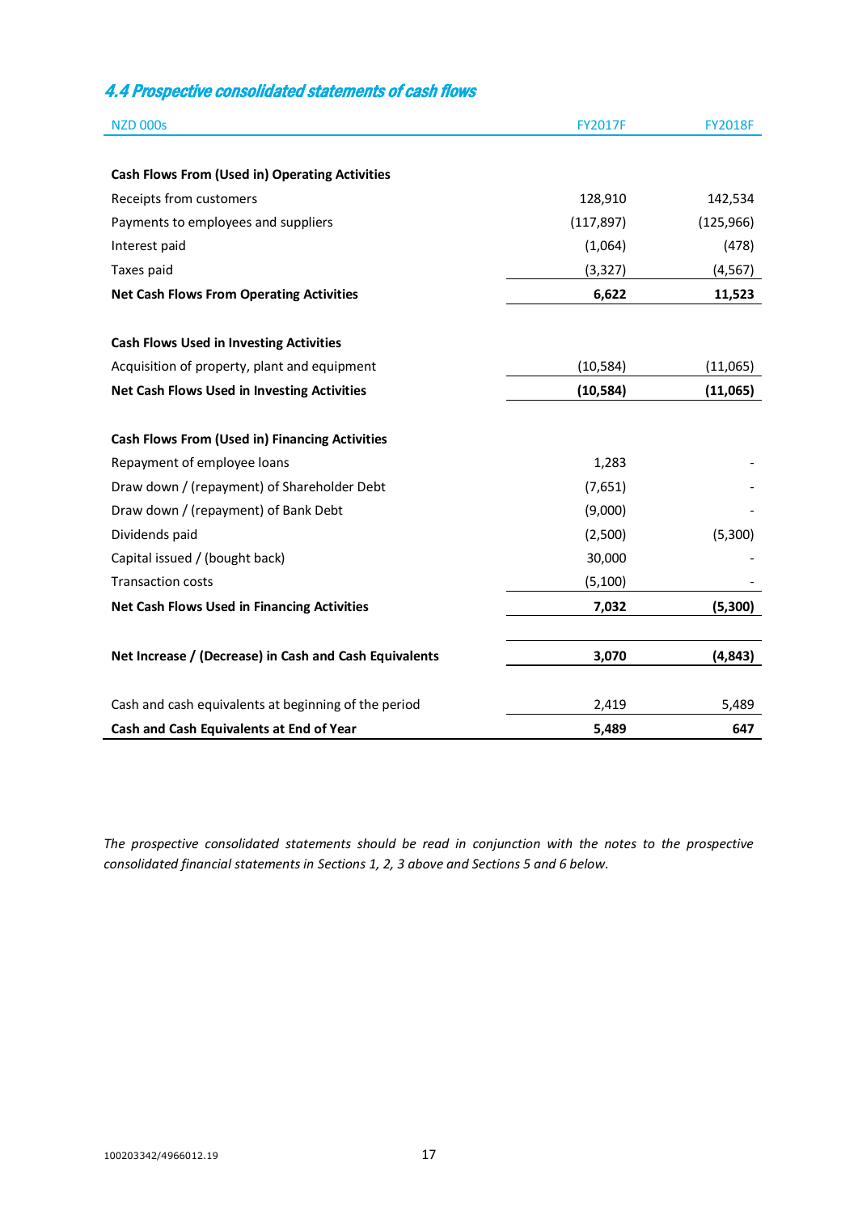## 4.4 Prospective consolidated statements of cash flows

| NZD 000s | FY2017F | FY2018F |
|---|---|---|
| **Cash Flows From (Used in) Operating Activities** | | |
| Receipts from customers | 128,910 | 142,534 |
| Payments to employees and suppliers | (117,897) | (125,966) |
| Interest paid | (1,064) | (478) |
| Taxes paid | (3,327) | (4,567) |
| **Net Cash Flows From Operating Activities** | **6,622** | **11,523** |
| **Cash Flows Used in Investing Activities** | | |
| Acquisition of property, plant and equipment | (10,584) | (11,065) |
| **Net Cash Flows Used in Investing Activities** | **(10,584)** | **(11,065)** |
| **Cash Flows From (Used in) Financing Activities** | | |
| Repayment of employee loans | 1,283 | - |
| Draw down / (repayment) of Shareholder Debt | (7,651) | - |
| Draw down / (repayment) of Bank Debt | (9,000) | - |
| Dividends paid | (2,500) | (5,300) |
| Capital issued / (bought back) | 30,000 | - |
| Transaction costs | (5,100) | - |
| **Net Cash Flows Used in Financing Activities** | **7,032** | **(5,300)** |
| **Net Increase / (Decrease) in Cash and Cash Equivalents** | **3,070** | **(4,843)** |
| Cash and cash equivalents at beginning of the period | 2,419 | 5,489 |
| **Cash and Cash Equivalents at End of Year** | **5,489** | **647** |

*The prospective consolidated statements should be read in conjunction with the notes to the prospective consolidated financial statements in Sections 1, 2, 3 above and Sections 5 and 6 below.*

100203342/4966012.19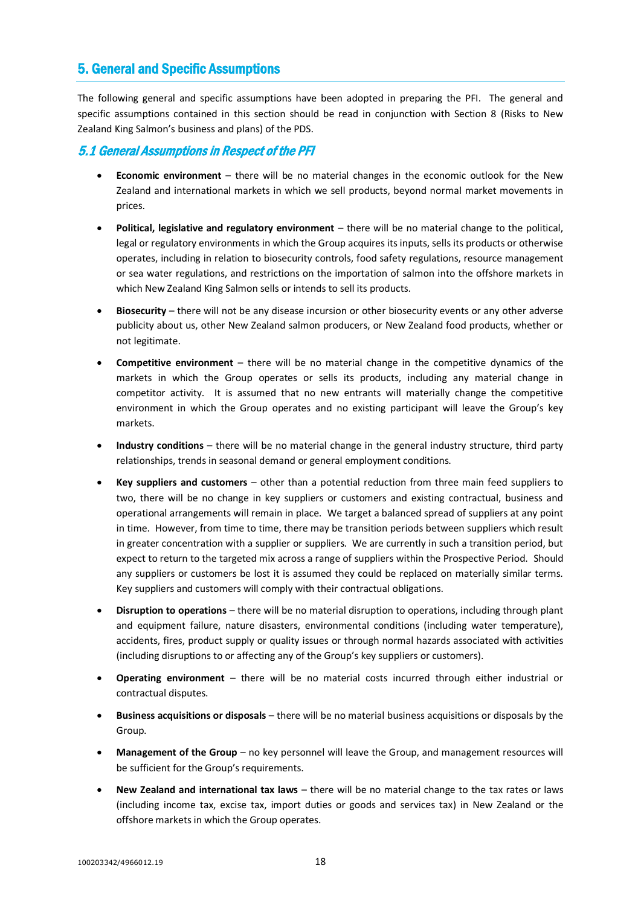## 5. General and Specific Assumptions

The following general and specific assumptions have been adopted in preparing the PFI. The general and specific assumptions contained in this section should be read in conjunction with Section 8 (Risks to New Zealand King Salmon's business and plans) of the PDS.

### *5.1 General Assumptions in Respect of the PFI*

- **Economic environment** – there will be no material changes in the economic outlook for the New Zealand and international markets in which we sell products, beyond normal market movements in prices.
- **Political, legislative and regulatory environment** – there will be no material change to the political, legal or regulatory environments in which the Group acquires its inputs, sells its products or otherwise operates, including in relation to biosecurity controls, food safety regulations, resource management or sea water regulations, and restrictions on the importation of salmon into the offshore markets in which New Zealand King Salmon sells or intends to sell its products.
- **Biosecurity** – there will not be any disease incursion or other biosecurity events or any other adverse publicity about us, other New Zealand salmon producers, or New Zealand food products, whether or not legitimate.
- **Competitive environment** – there will be no material change in the competitive dynamics of the markets in which the Group operates or sells its products, including any material change in competitor activity. It is assumed that no new entrants will materially change the competitive environment in which the Group operates and no existing participant will leave the Group's key markets.
- **Industry conditions** – there will be no material change in the general industry structure, third party relationships, trends in seasonal demand or general employment conditions.
- **Key suppliers and customers** – other than a potential reduction from three main feed suppliers to two, there will be no change in key suppliers or customers and existing contractual, business and operational arrangements will remain in place. We target a balanced spread of suppliers at any point in time. However, from time to time, there may be transition periods between suppliers which result in greater concentration with a supplier or suppliers. We are currently in such a transition period, but expect to return to the targeted mix across a range of suppliers within the Prospective Period. Should any suppliers or customers be lost it is assumed they could be replaced on materially similar terms. Key suppliers and customers will comply with their contractual obligations.
- **Disruption to operations** – there will be no material disruption to operations, including through plant and equipment failure, nature disasters, environmental conditions (including water temperature), accidents, fires, product supply or quality issues or through normal hazards associated with activities (including disruptions to or affecting any of the Group's key suppliers or customers).
- **Operating environment** – there will be no material costs incurred through either industrial or contractual disputes.
- **Business acquisitions or disposals** – there will be no material business acquisitions or disposals by the Group.
- **Management of the Group** – no key personnel will leave the Group, and management resources will be sufficient for the Group's requirements.
- **New Zealand and international tax laws** – there will be no material change to the tax rates or laws (including income tax, excise tax, import duties or goods and services tax) in New Zealand or the offshore markets in which the Group operates.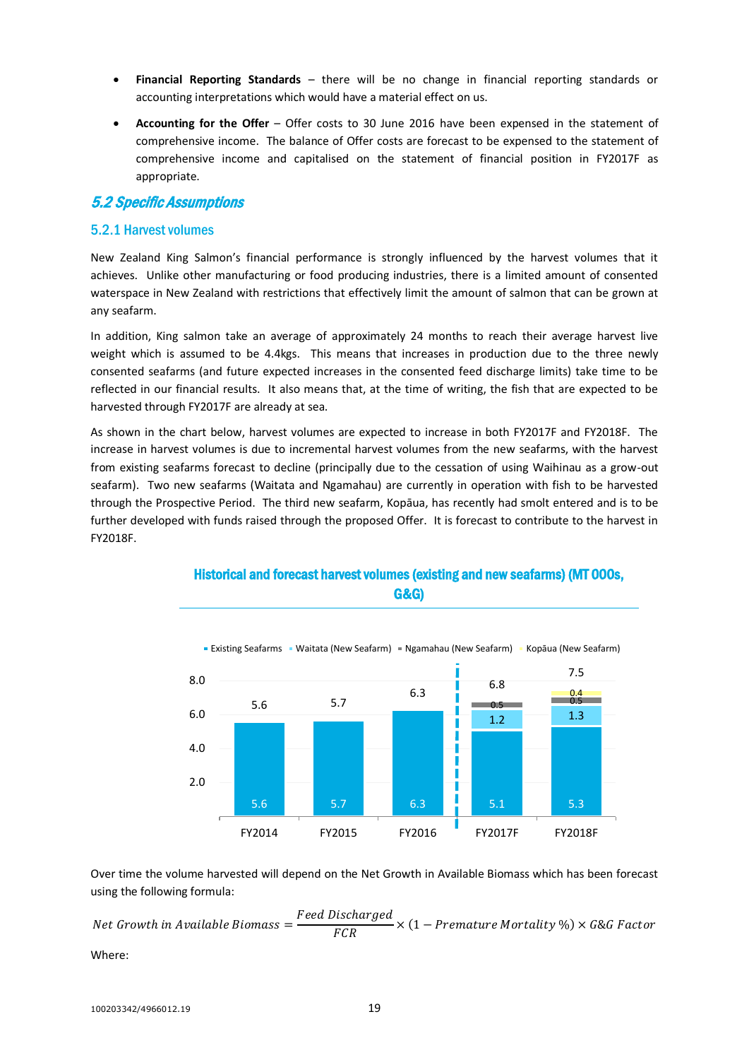- **Financial Reporting Standards** – there will be no change in financial reporting standards or accounting interpretations which would have a material effect on us.
- **Accounting for the Offer** – Offer costs to 30 June 2016 have been expensed in the statement of comprehensive income. The balance of Offer costs are forecast to be expensed to the statement of comprehensive income and capitalised on the statement of financial position in FY2017F as appropriate.

## 5.2 Specific Assumptions

### 5.2.1 Harvest volumes

New Zealand King Salmon's financial performance is strongly influenced by the harvest volumes that it achieves. Unlike other manufacturing or food producing industries, there is a limited amount of consented waterspace in New Zealand with restrictions that effectively limit the amount of salmon that can be grown at any seafarm.

In addition, King salmon take an average of approximately 24 months to reach their average harvest live weight which is assumed to be 4.4kgs. This means that increases in production due to the three newly consented seafarms (and future expected increases in the consented feed discharge limits) take time to be reflected in our financial results. It also means that, at the time of writing, the fish that are expected to be harvested through FY2017F are already at sea.

As shown in the chart below, harvest volumes are expected to increase in both FY2017F and FY2018F. The increase in harvest volumes is due to incremental harvest volumes from the new seafarms, with the harvest from existing seafarms forecast to decline (principally due to the cessation of using Waihinau as a grow-out seafarm). Two new seafarms (Waitata and Ngamahau) are currently in operation with fish to be harvested through the Prospective Period. The third new seafarm, Kopāua, has recently had smolt entered and is to be further developed with funds raised through the proposed Offer. It is forecast to contribute to the harvest in FY2018F.

**Historical and forecast harvest volumes (existing and new seafarms) (MT 000s, G&G)**

| | FY2014 | FY2015 | FY2016 | FY2017F | FY2018F |
|---|---|---|---|---|---|
| Existing Seafarms | 5.6 | 5.7 | 6.3 | 5.1 | 5.3 |
| Waitata (New Seafarm) | | | | 1.2 | 1.3 |
| Ngamahau (New Seafarm) | | | | 0.5 | 0.5 |
| Kopāua (New Seafarm) | | | | | 0.4 |
| Total | 5.6 | 5.7 | 6.3 | 6.8 | 7.5 |

Over time the volume harvested will depend on the Net Growth in Available Biomass which has been forecast using the following formula:

$$Net\ Growth\ in\ Available\ Biomass = \frac{Feed\ Discharged}{FCR} \times (1 - Premature\ Mortality\ \%) \times G\&G\ Factor$$

Where: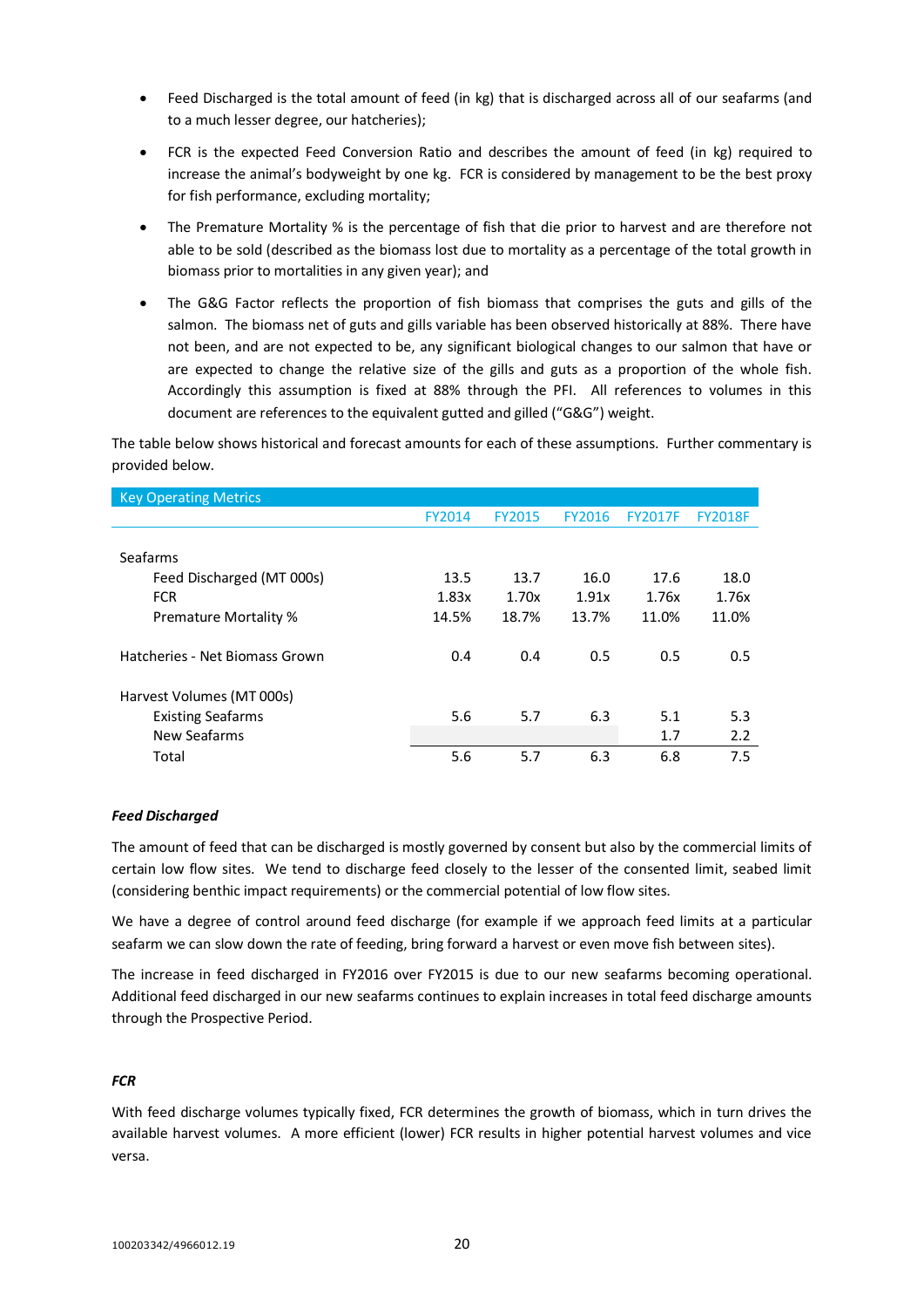- Feed Discharged is the total amount of feed (in kg) that is discharged across all of our seafarms (and to a much lesser degree, our hatcheries);
- FCR is the expected Feed Conversion Ratio and describes the amount of feed (in kg) required to increase the animal's bodyweight by one kg. FCR is considered by management to be the best proxy for fish performance, excluding mortality;
- The Premature Mortality % is the percentage of fish that die prior to harvest and are therefore not able to be sold (described as the biomass lost due to mortality as a percentage of the total growth in biomass prior to mortalities in any given year); and
- The G&G Factor reflects the proportion of fish biomass that comprises the guts and gills of the salmon. The biomass net of guts and gills variable has been observed historically at 88%. There have not been, and are not expected to be, any significant biological changes to our salmon that have or are expected to change the relative size of the gills and guts as a proportion of the whole fish. Accordingly this assumption is fixed at 88% through the PFI. All references to volumes in this document are references to the equivalent gutted and gilled ("G&G") weight.

The table below shows historical and forecast amounts for each of these assumptions. Further commentary is provided below.

| Key Operating Metrics | FY2014 | FY2015 | FY2016 | FY2017F | FY2018F |
|---|---|---|---|---|---|
| **Seafarms** | | | | | |
| Feed Discharged (MT 000s) | 13.5 | 13.7 | 16.0 | 17.6 | 18.0 |
| FCR | 1.83x | 1.70x | 1.91x | 1.76x | 1.76x |
| Premature Mortality % | 14.5% | 18.7% | 13.7% | 11.0% | 11.0% |
| Hatcheries - Net Biomass Grown | 0.4 | 0.4 | 0.5 | 0.5 | 0.5 |
| **Harvest Volumes (MT 000s)** | | | | | |
| Existing Seafarms | 5.6 | 5.7 | 6.3 | 5.1 | 5.3 |
| New Seafarms | | | | 1.7 | 2.2 |
| Total | 5.6 | 5.7 | 6.3 | 6.8 | 7.5 |

***Feed Discharged***

The amount of feed that can be discharged is mostly governed by consent but also by the commercial limits of certain low flow sites. We tend to discharge feed closely to the lesser of the consented limit, seabed limit (considering benthic impact requirements) or the commercial potential of low flow sites.

We have a degree of control around feed discharge (for example if we approach feed limits at a particular seafarm we can slow down the rate of feeding, bring forward a harvest or even move fish between sites).

The increase in feed discharged in FY2016 over FY2015 is due to our new seafarms becoming operational. Additional feed discharged in our new seafarms continues to explain increases in total feed discharge amounts through the Prospective Period.

***FCR***

With feed discharge volumes typically fixed, FCR determines the growth of biomass, which in turn drives the available harvest volumes. A more efficient (lower) FCR results in higher potential harvest volumes and vice versa.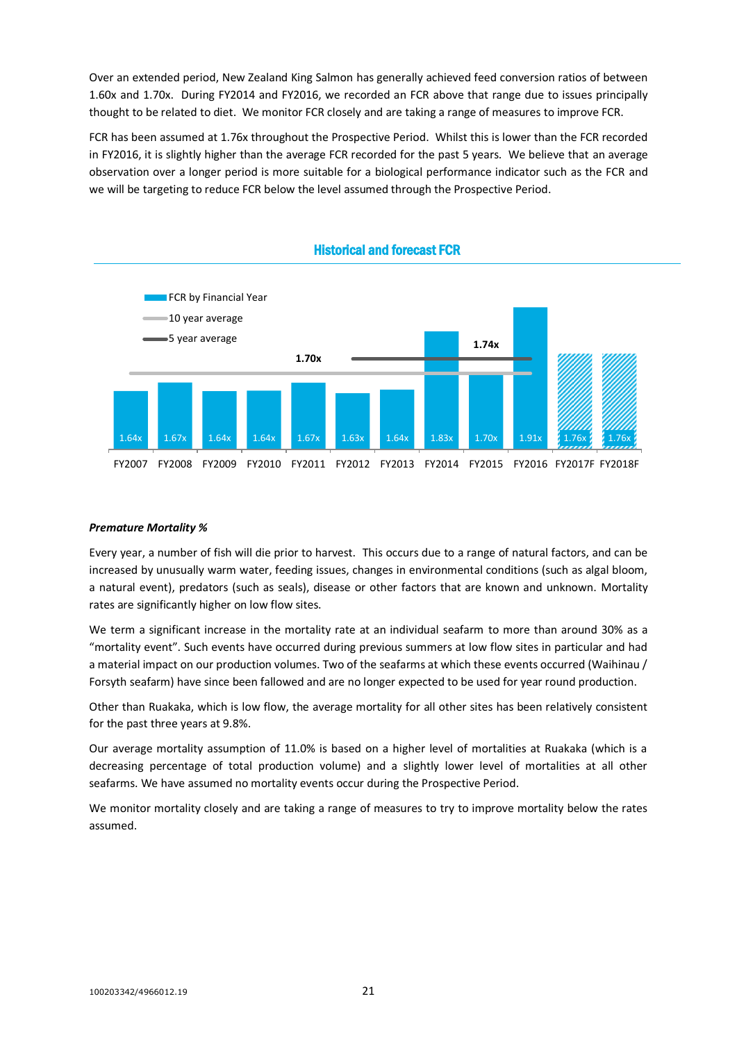Over an extended period, New Zealand King Salmon has generally achieved feed conversion ratios of between 1.60x and 1.70x. During FY2014 and FY2016, we recorded an FCR above that range due to issues principally thought to be related to diet. We monitor FCR closely and are taking a range of measures to improve FCR.

FCR has been assumed at 1.76x throughout the Prospective Period. Whilst this is lower than the FCR recorded in FY2016, it is slightly higher than the average FCR recorded for the past 5 years. We believe that an average observation over a longer period is more suitable for a biological performance indicator such as the FCR and we will be targeting to reduce FCR below the level assumed through the Prospective Period.

**Historical and forecast FCR**

| | FY2007 | FY2008 | FY2009 | FY2010 | FY2011 | FY2012 | FY2013 | FY2014 | FY2015 | FY2016 | FY2017F | FY2018F |
|---|---|---|---|---|---|---|---|---|---|---|---|---|
| FCR by Financial Year | 1.64x | 1.67x | 1.64x | 1.64x | 1.67x | 1.63x | 1.64x | 1.83x | 1.70x | 1.91x | 1.76x | 1.76x |

10 year average: 1.70x

5 year average: 1.74x

***Premature Mortality %***

Every year, a number of fish will die prior to harvest. This occurs due to a range of natural factors, and can be increased by unusually warm water, feeding issues, changes in environmental conditions (such as algal bloom, a natural event), predators (such as seals), disease or other factors that are known and unknown. Mortality rates are significantly higher on low flow sites.

We term a significant increase in the mortality rate at an individual seafarm to more than around 30% as a "mortality event". Such events have occurred during previous summers at low flow sites in particular and had a material impact on our production volumes. Two of the seafarms at which these events occurred (Waihinau / Forsyth seafarm) have since been fallowed and are no longer expected to be used for year round production.

Other than Ruakaka, which is low flow, the average mortality for all other sites has been relatively consistent for the past three years at 9.8%.

Our average mortality assumption of 11.0% is based on a higher level of mortalities at Ruakaka (which is a decreasing percentage of total production volume) and a slightly lower level of mortalities at all other seafarms. We have assumed no mortality events occur during the Prospective Period.

We monitor mortality closely and are taking a range of measures to try to improve mortality below the rates assumed.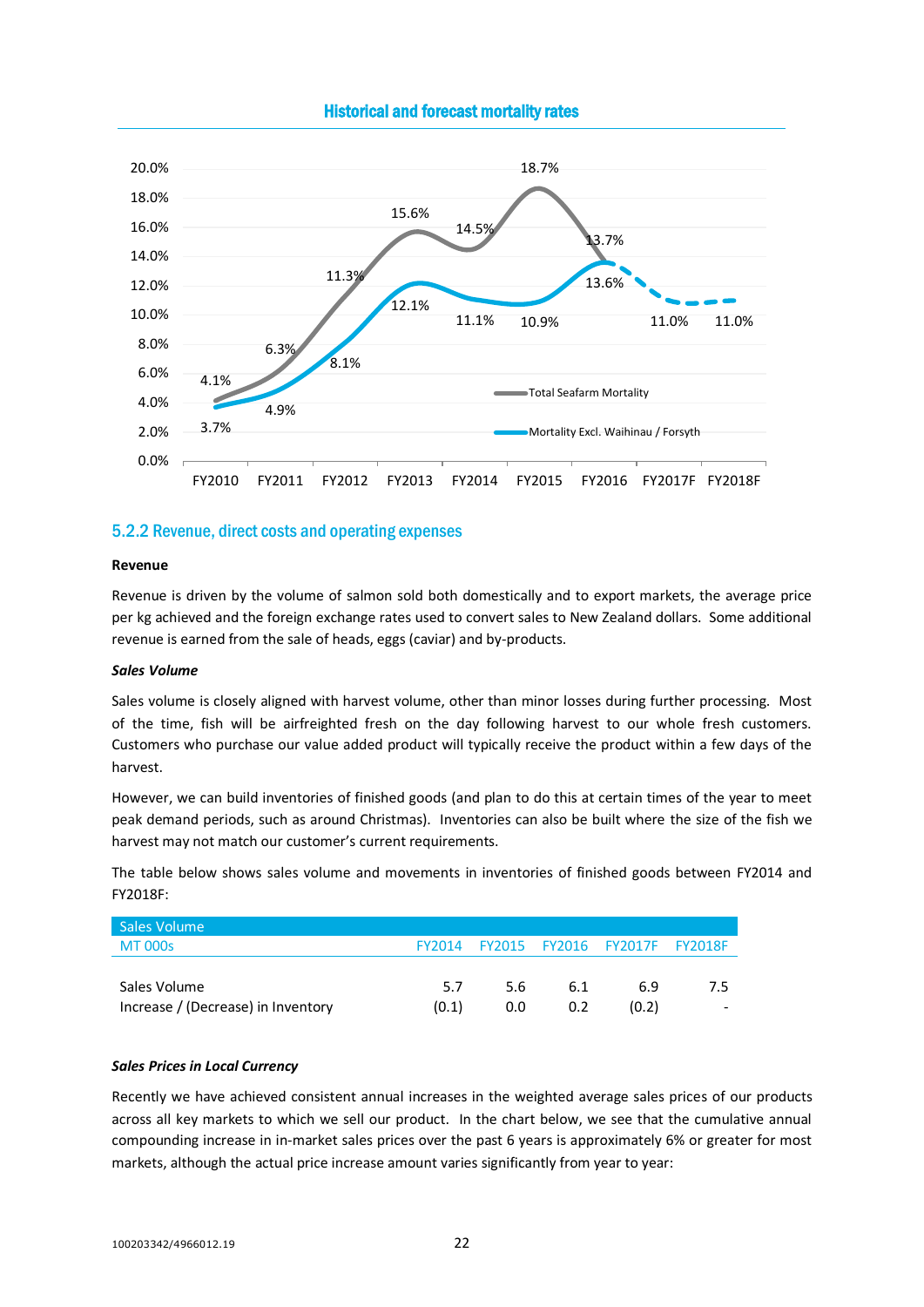### Historical and forecast mortality rates

| | FY2010 | FY2011 | FY2012 | FY2013 | FY2014 | FY2015 | FY2016 | FY2017F | FY2018F |
|---|---|---|---|---|---|---|---|---|---|
| Total Seafarm Mortality | 4.1% | 6.3% | 11.3% | 15.6% | 14.5% | 18.7% | 13.7% | | |
| Mortality Excl. Waihinau / Forsyth | 3.7% | 4.9% | 8.1% | 12.1% | 11.1% | 10.9% | 13.6% | 11.0% | 11.0% |

## 5.2.2 Revenue, direct costs and operating expenses

**Revenue**

Revenue is driven by the volume of salmon sold both domestically and to export markets, the average price per kg achieved and the foreign exchange rates used to convert sales to New Zealand dollars. Some additional revenue is earned from the sale of heads, eggs (caviar) and by-products.

***Sales Volume***

Sales volume is closely aligned with harvest volume, other than minor losses during further processing. Most of the time, fish will be airfreighted fresh on the day following harvest to our whole fresh customers. Customers who purchase our value added product will typically receive the product within a few days of the harvest.

However, we can build inventories of finished goods (and plan to do this at certain times of the year to meet peak demand periods, such as around Christmas). Inventories can also be built where the size of the fish we harvest may not match our customer's current requirements.

The table below shows sales volume and movements in inventories of finished goods between FY2014 and FY2018F:

| Sales Volume MT 000s | FY2014 | FY2015 | FY2016 | FY2017F | FY2018F |
|---|---|---|---|---|---|
| Sales Volume | 5.7 | 5.6 | 6.1 | 6.9 | 7.5 |
| Increase / (Decrease) in Inventory | (0.1) | 0.0 | 0.2 | (0.2) | - |

***Sales Prices in Local Currency***

Recently we have achieved consistent annual increases in the weighted average sales prices of our products across all key markets to which we sell our product. In the chart below, we see that the cumulative annual compounding increase in in-market sales prices over the past 6 years is approximately 6% or greater for most markets, although the actual price increase amount varies significantly from year to year: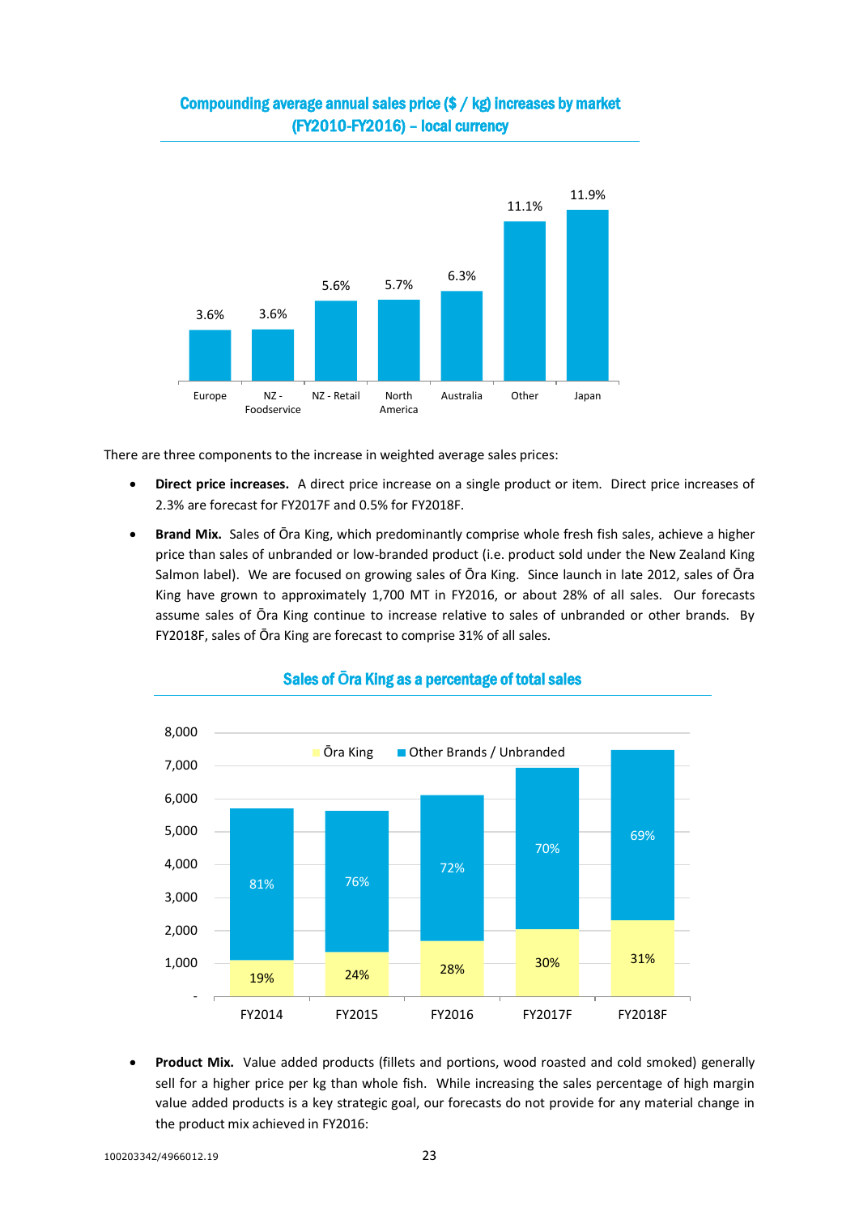**Compounding average annual sales price ($ / kg) increases by market (FY2010-FY2016) – local currency**

| Market | Increase |
|---|---|
| Europe | 3.6% |
| NZ - Foodservice | 3.6% |
| NZ - Retail | 5.6% |
| North America | 5.7% |
| Australia | 6.3% |
| Other | 11.1% |
| Japan | 11.9% |

There are three components to the increase in weighted average sales prices:

- **Direct price increases.** A direct price increase on a single product or item. Direct price increases of 2.3% are forecast for FY2017F and 0.5% for FY2018F.
- **Brand Mix.** Sales of Ōra King, which predominantly comprise whole fresh fish sales, achieve a higher price than sales of unbranded or low-branded product (i.e. product sold under the New Zealand King Salmon label). We are focused on growing sales of Ōra King. Since launch in late 2012, sales of Ōra King have grown to approximately 1,700 MT in FY2016, or about 28% of all sales. Our forecasts assume sales of Ōra King continue to increase relative to sales of unbranded or other brands. By FY2018F, sales of Ōra King are forecast to comprise 31% of all sales.

**Sales of Ōra King as a percentage of total sales**

| | FY2014 | FY2015 | FY2016 | FY2017F | FY2018F |
|---|---|---|---|---|---|
| Ōra King | 19% | 24% | 28% | 30% | 31% |
| Other Brands / Unbranded | 81% | 76% | 72% | 70% | 69% |

- **Product Mix.** Value added products (fillets and portions, wood roasted and cold smoked) generally sell for a higher price per kg than whole fish. While increasing the sales percentage of high margin value added products is a key strategic goal, our forecasts do not provide for any material change in the product mix achieved in FY2016:

100203342/4966012.19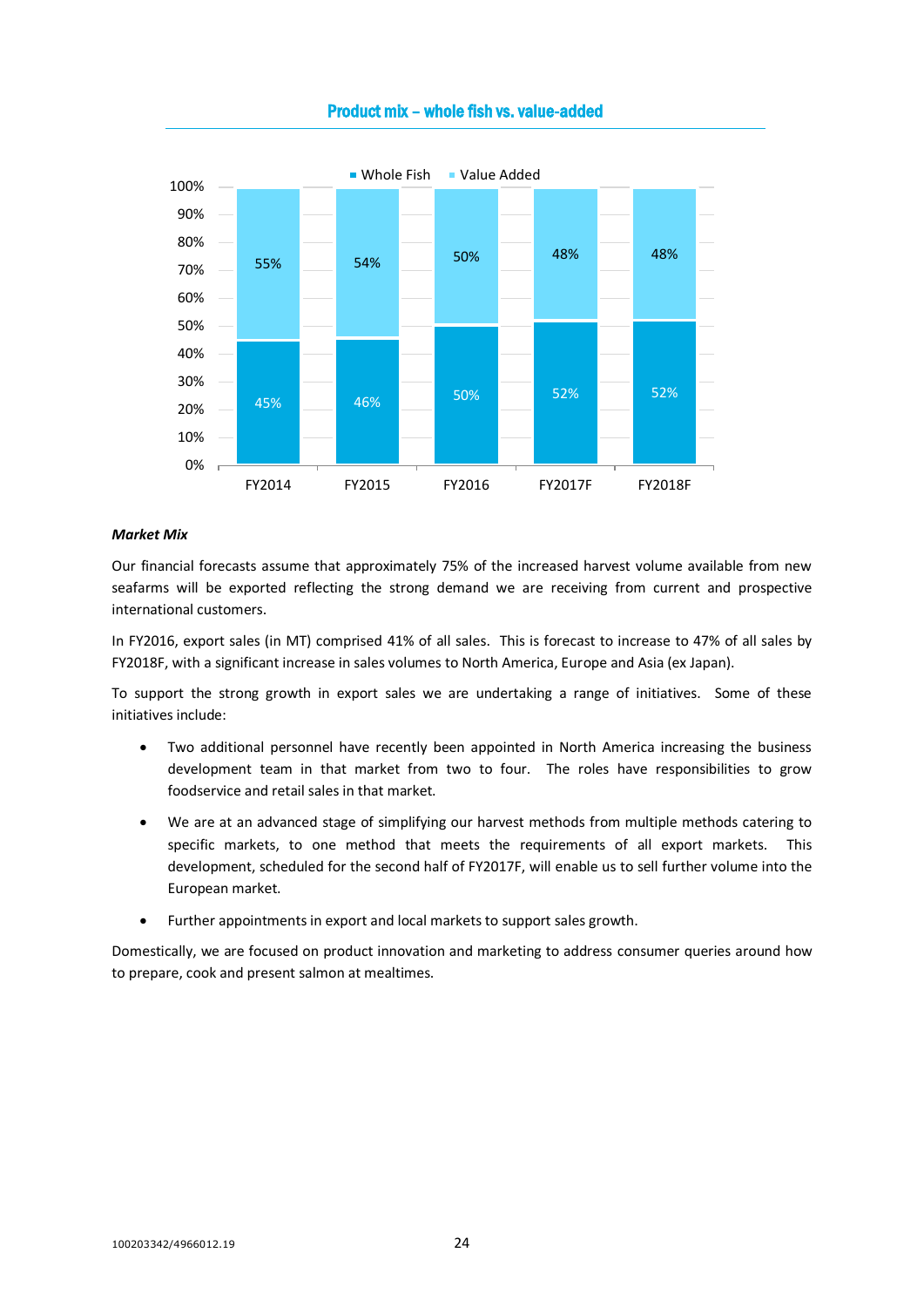**Product mix – whole fish vs. value-added**

| | FY2014 | FY2015 | FY2016 | FY2017F | FY2018F |
|---|---|---|---|---|---|
| Whole Fish | 45% | 46% | 50% | 52% | 52% |
| Value Added | 55% | 54% | 50% | 48% | 48% |

***Market Mix***

Our financial forecasts assume that approximately 75% of the increased harvest volume available from new seafarms will be exported reflecting the strong demand we are receiving from current and prospective international customers.

In FY2016, export sales (in MT) comprised 41% of all sales. This is forecast to increase to 47% of all sales by FY2018F, with a significant increase in sales volumes to North America, Europe and Asia (ex Japan).

To support the strong growth in export sales we are undertaking a range of initiatives. Some of these initiatives include:

- Two additional personnel have recently been appointed in North America increasing the business development team in that market from two to four. The roles have responsibilities to grow foodservice and retail sales in that market.
- We are at an advanced stage of simplifying our harvest methods from multiple methods catering to specific markets, to one method that meets the requirements of all export markets. This development, scheduled for the second half of FY2017F, will enable us to sell further volume into the European market.
- Further appointments in export and local markets to support sales growth.

Domestically, we are focused on product innovation and marketing to address consumer queries around how to prepare, cook and present salmon at mealtimes.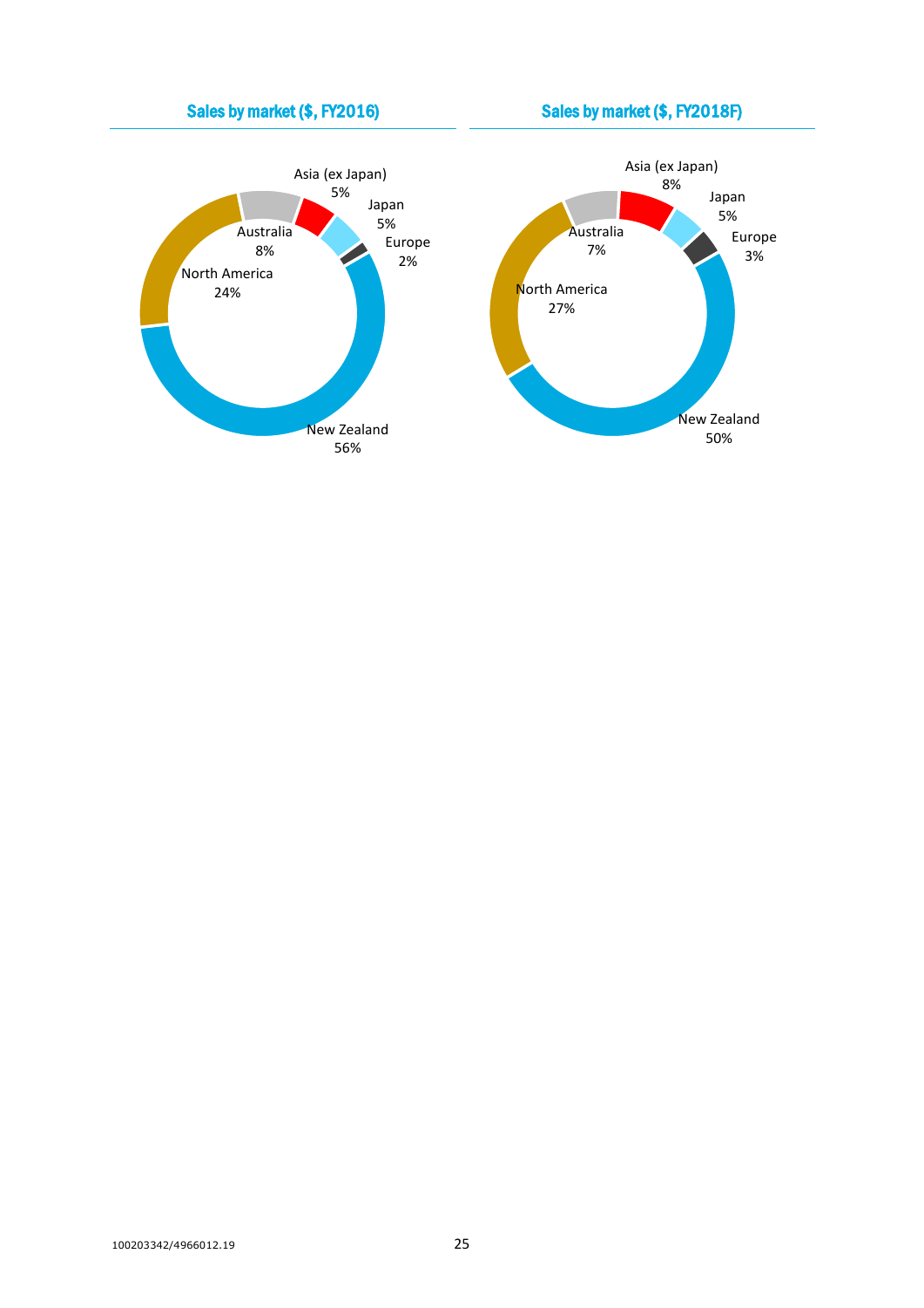### Sales by market ($, FY2016)

| Market | Share |
|---|---|
| New Zealand | 56% |
| North America | 24% |
| Australia | 8% |
| Asia (ex Japan) | 5% |
| Japan | 5% |
| Europe | 2% |

### Sales by market ($, FY2018F)

| Market | Share |
|---|---|
| New Zealand | 50% |
| North America | 27% |
| Australia | 7% |
| Asia (ex Japan) | 8% |
| Japan | 5% |
| Europe | 3% |

100203342/4966012.19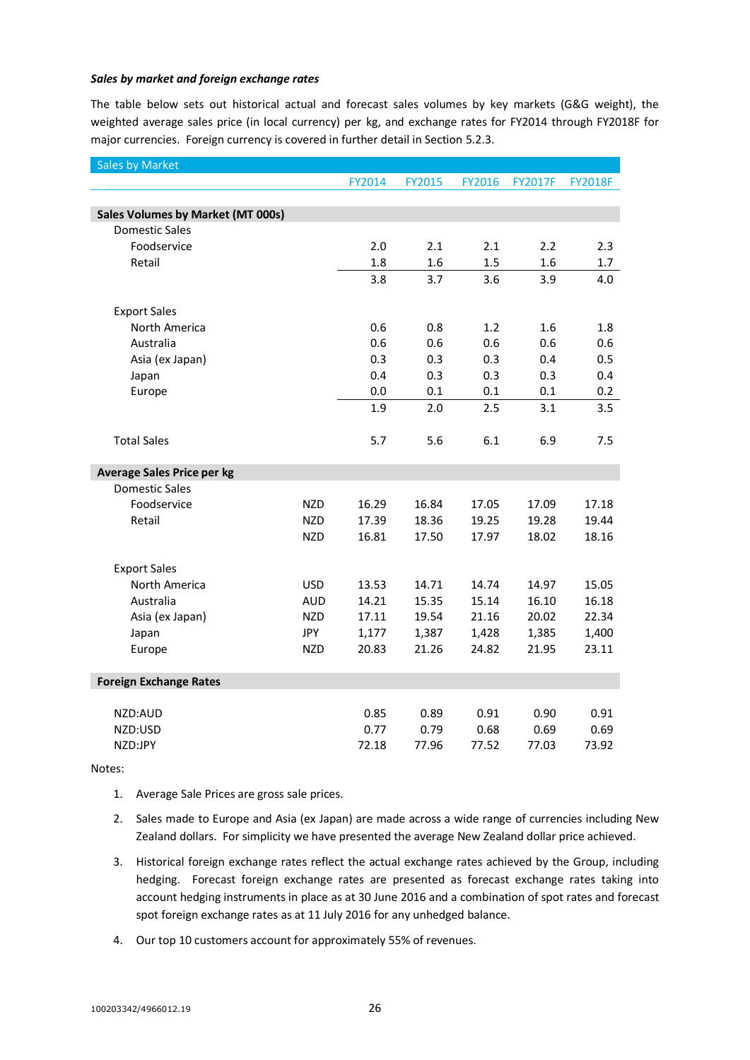***Sales by market and foreign exchange rates***

The table below sets out historical actual and forecast sales volumes by key markets (G&G weight), the weighted average sales price (in local currency) per kg, and exchange rates for FY2014 through FY2018F for major currencies. Foreign currency is covered in further detail in Section 5.2.3.

| Sales by Market | | FY2014 | FY2015 | FY2016 | FY2017F | FY2018F |
|---|---|---|---|---|---|---|
| **Sales Volumes by Market (MT 000s)** | | | | | | |
| Domestic Sales | | | | | | |
| Foodservice | | 2.0 | 2.1 | 2.1 | 2.2 | 2.3 |
| Retail | | 1.8 | 1.6 | 1.5 | 1.6 | 1.7 |
| | | 3.8 | 3.7 | 3.6 | 3.9 | 4.0 |
| Export Sales | | | | | | |
| North America | | 0.6 | 0.8 | 1.2 | 1.6 | 1.8 |
| Australia | | 0.6 | 0.6 | 0.6 | 0.6 | 0.6 |
| Asia (ex Japan) | | 0.3 | 0.3 | 0.3 | 0.4 | 0.5 |
| Japan | | 0.4 | 0.3 | 0.3 | 0.3 | 0.4 |
| Europe | | 0.0 | 0.1 | 0.1 | 0.1 | 0.2 |
| | | 1.9 | 2.0 | 2.5 | 3.1 | 3.5 |
| Total Sales | | 5.7 | 5.6 | 6.1 | 6.9 | 7.5 |
| **Average Sales Price per kg** | | | | | | |
| Domestic Sales | | | | | | |
| Foodservice | NZD | 16.29 | 16.84 | 17.05 | 17.09 | 17.18 |
| Retail | NZD | 17.39 | 18.36 | 19.25 | 19.28 | 19.44 |
| | NZD | 16.81 | 17.50 | 17.97 | 18.02 | 18.16 |
| Export Sales | | | | | | |
| North America | USD | 13.53 | 14.71 | 14.74 | 14.97 | 15.05 |
| Australia | AUD | 14.21 | 15.35 | 15.14 | 16.10 | 16.18 |
| Asia (ex Japan) | NZD | 17.11 | 19.54 | 21.16 | 20.02 | 22.34 |
| Japan | JPY | 1,177 | 1,387 | 1,428 | 1,385 | 1,400 |
| Europe | NZD | 20.83 | 21.26 | 24.82 | 21.95 | 23.11 |
| **Foreign Exchange Rates** | | | | | | |
| NZD:AUD | | 0.85 | 0.89 | 0.91 | 0.90 | 0.91 |
| NZD:USD | | 0.77 | 0.79 | 0.68 | 0.69 | 0.69 |
| NZD:JPY | | 72.18 | 77.96 | 77.52 | 77.03 | 73.92 |

Notes:

1. Average Sale Prices are gross sale prices.
2. Sales made to Europe and Asia (ex Japan) are made across a wide range of currencies including New Zealand dollars. For simplicity we have presented the average New Zealand dollar price achieved.
3. Historical foreign exchange rates reflect the actual exchange rates achieved by the Group, including hedging. Forecast foreign exchange rates are presented as forecast exchange rates taking into account hedging instruments in place as at 30 June 2016 and a combination of spot rates and forecast spot foreign exchange rates as at 11 July 2016 for any unhedged balance.
4. Our top 10 customers account for approximately 55% of revenues.

100203342/4966012.19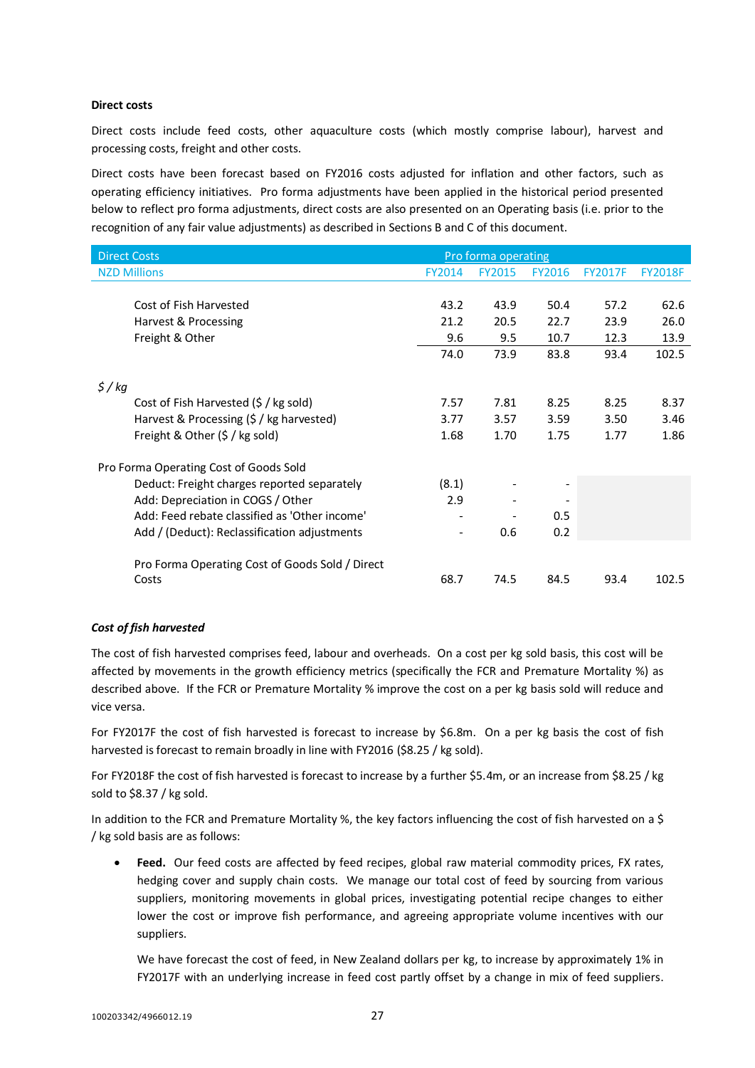**Direct costs**

Direct costs include feed costs, other aquaculture costs (which mostly comprise labour), harvest and processing costs, freight and other costs.

Direct costs have been forecast based on FY2016 costs adjusted for inflation and other factors, such as operating efficiency initiatives. Pro forma adjustments have been applied in the historical period presented below to reflect pro forma adjustments, direct costs are also presented on an Operating basis (i.e. prior to the recognition of any fair value adjustments) as described in Sections B and C of this document.

| Direct Costs | Pro forma operating | | | | |
|---|---|---|---|---|---|
| NZD Millions | FY2014 | FY2015 | FY2016 | FY2017F | FY2018F |
| Cost of Fish Harvested | 43.2 | 43.9 | 50.4 | 57.2 | 62.6 |
| Harvest & Processing | 21.2 | 20.5 | 22.7 | 23.9 | 26.0 |
| Freight & Other | 9.6 | 9.5 | 10.7 | 12.3 | 13.9 |
| | 74.0 | 73.9 | 83.8 | 93.4 | 102.5 |
| *$ / kg* | | | | | |
| Cost of Fish Harvested ($ / kg sold) | 7.57 | 7.81 | 8.25 | 8.25 | 8.37 |
| Harvest & Processing ($ / kg harvested) | 3.77 | 3.57 | 3.59 | 3.50 | 3.46 |
| Freight & Other ($ / kg sold) | 1.68 | 1.70 | 1.75 | 1.77 | 1.86 |
| Pro Forma Operating Cost of Goods Sold | | | | | |
| Deduct: Freight charges reported separately | (8.1) | - | - | | |
| Add: Depreciation in COGS / Other | 2.9 | - | - | | |
| Add: Feed rebate classified as 'Other income' | - | - | 0.5 | | |
| Add / (Deduct): Reclassification adjustments | - | 0.6 | 0.2 | | |
| Pro Forma Operating Cost of Goods Sold / Direct Costs | 68.7 | 74.5 | 84.5 | 93.4 | 102.5 |

***Cost of fish harvested***

The cost of fish harvested comprises feed, labour and overheads. On a cost per kg sold basis, this cost will be affected by movements in the growth efficiency metrics (specifically the FCR and Premature Mortality %) as described above. If the FCR or Premature Mortality % improve the cost on a per kg basis sold will reduce and vice versa.

For FY2017F the cost of fish harvested is forecast to increase by $6.8m. On a per kg basis the cost of fish harvested is forecast to remain broadly in line with FY2016 ($8.25 / kg sold).

For FY2018F the cost of fish harvested is forecast to increase by a further $5.4m, or an increase from $8.25 / kg sold to $8.37 / kg sold.

In addition to the FCR and Premature Mortality %, the key factors influencing the cost of fish harvested on a $ / kg sold basis are as follows:

- **Feed.** Our feed costs are affected by feed recipes, global raw material commodity prices, FX rates, hedging cover and supply chain costs. We manage our total cost of feed by sourcing from various suppliers, monitoring movements in global prices, investigating potential recipe changes to either lower the cost or improve fish performance, and agreeing appropriate volume incentives with our suppliers.

  We have forecast the cost of feed, in New Zealand dollars per kg, to increase by approximately 1% in FY2017F with an underlying increase in feed cost partly offset by a change in mix of feed suppliers.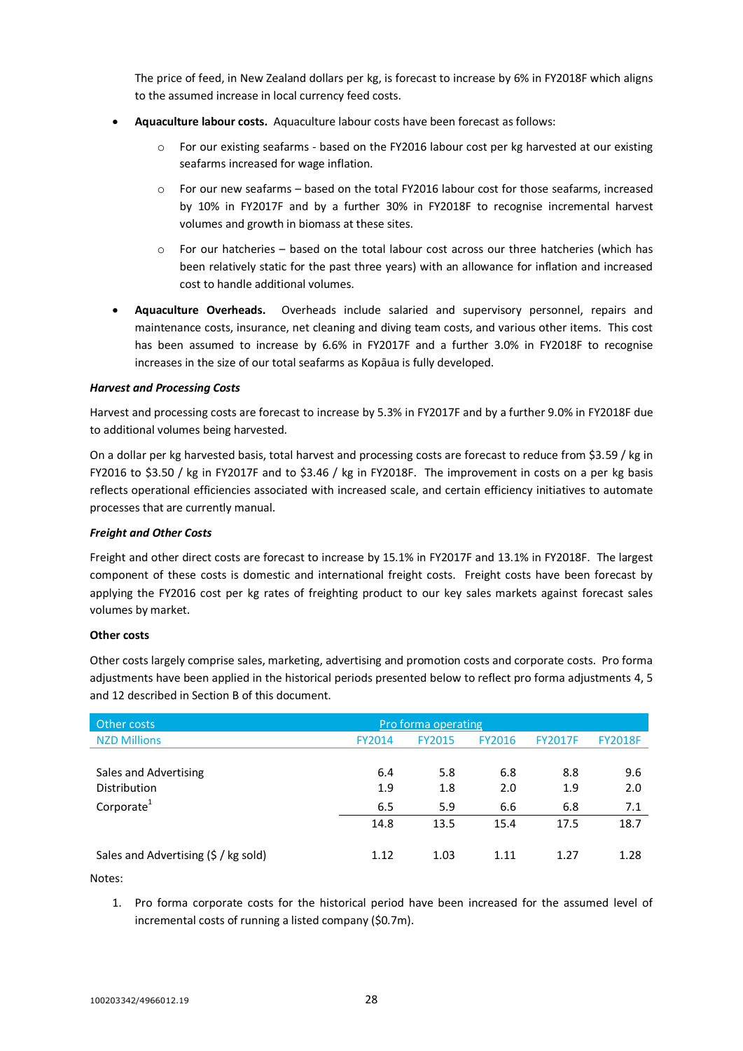The price of feed, in New Zealand dollars per kg, is forecast to increase by 6% in FY2018F which aligns to the assumed increase in local currency feed costs.

- **Aquaculture labour costs.** Aquaculture labour costs have been forecast as follows:
  - For our existing seafarms - based on the FY2016 labour cost per kg harvested at our existing seafarms increased for wage inflation.
  - For our new seafarms – based on the total FY2016 labour cost for those seafarms, increased by 10% in FY2017F and by a further 30% in FY2018F to recognise incremental harvest volumes and growth in biomass at these sites.
  - For our hatcheries – based on the total labour cost across our three hatcheries (which has been relatively static for the past three years) with an allowance for inflation and increased cost to handle additional volumes.
- **Aquaculture Overheads.** Overheads include salaried and supervisory personnel, repairs and maintenance costs, insurance, net cleaning and diving team costs, and various other items. This cost has been assumed to increase by 6.6% in FY2017F and a further 3.0% in FY2018F to recognise increases in the size of our total seafarms as Kopāua is fully developed.

***Harvest and Processing Costs***

Harvest and processing costs are forecast to increase by 5.3% in FY2017F and by a further 9.0% in FY2018F due to additional volumes being harvested.

On a dollar per kg harvested basis, total harvest and processing costs are forecast to reduce from $3.59 / kg in FY2016 to $3.50 / kg in FY2017F and to $3.46 / kg in FY2018F. The improvement in costs on a per kg basis reflects operational efficiencies associated with increased scale, and certain efficiency initiatives to automate processes that are currently manual.

***Freight and Other Costs***

Freight and other direct costs are forecast to increase by 15.1% in FY2017F and 13.1% in FY2018F. The largest component of these costs is domestic and international freight costs. Freight costs have been forecast by applying the FY2016 cost per kg rates of freighting product to our key sales markets against forecast sales volumes by market.

**Other costs**

Other costs largely comprise sales, marketing, advertising and promotion costs and corporate costs. Pro forma adjustments have been applied in the historical periods presented below to reflect pro forma adjustments 4, 5 and 12 described in Section B of this document.

| Other costs | Pro forma operating | | | | |
|---|---|---|---|---|---|
| NZD Millions | FY2014 | FY2015 | FY2016 | FY2017F | FY2018F |
| Sales and Advertising | 6.4 | 5.8 | 6.8 | 8.8 | 9.6 |
| Distribution | 1.9 | 1.8 | 2.0 | 1.9 | 2.0 |
| Corporate[1] | 6.5 | 5.9 | 6.6 | 6.8 | 7.1 |
| | 14.8 | 13.5 | 15.4 | 17.5 | 18.7 |
| Sales and Advertising ($ / kg sold) | 1.12 | 1.03 | 1.11 | 1.27 | 1.28 |

Notes:

1. Pro forma corporate costs for the historical period have been increased for the assumed level of incremental costs of running a listed company ($0.7m).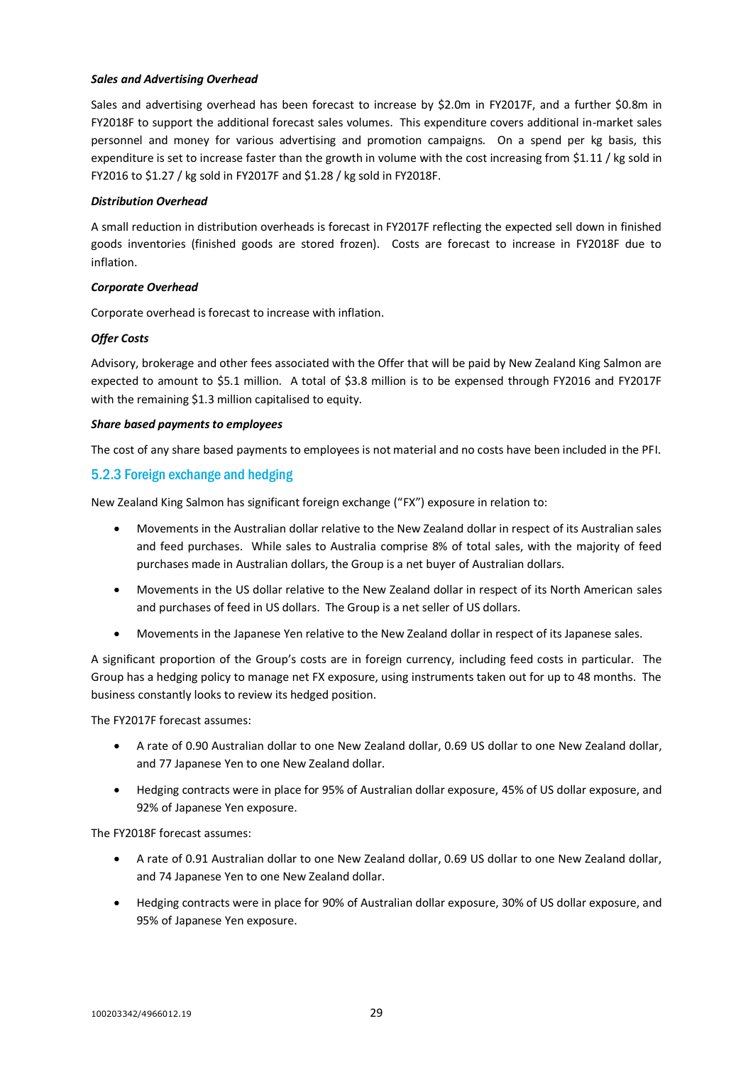***Sales and Advertising Overhead***

Sales and advertising overhead has been forecast to increase by $2.0m in FY2017F, and a further $0.8m in FY2018F to support the additional forecast sales volumes. This expenditure covers additional in-market sales personnel and money for various advertising and promotion campaigns. On a spend per kg basis, this expenditure is set to increase faster than the growth in volume with the cost increasing from $1.11 / kg sold in FY2016 to $1.27 / kg sold in FY2017F and $1.28 / kg sold in FY2018F.

***Distribution Overhead***

A small reduction in distribution overheads is forecast in FY2017F reflecting the expected sell down in finished goods inventories (finished goods are stored frozen). Costs are forecast to increase in FY2018F due to inflation.

***Corporate Overhead***

Corporate overhead is forecast to increase with inflation.

***Offer Costs***

Advisory, brokerage and other fees associated with the Offer that will be paid by New Zealand King Salmon are expected to amount to $5.1 million. A total of $3.8 million is to be expensed through FY2016 and FY2017F with the remaining $1.3 million capitalised to equity.

***Share based payments to employees***

The cost of any share based payments to employees is not material and no costs have been included in the PFI.

### 5.2.3 Foreign exchange and hedging

New Zealand King Salmon has significant foreign exchange ("FX") exposure in relation to:

- Movements in the Australian dollar relative to the New Zealand dollar in respect of its Australian sales and feed purchases. While sales to Australia comprise 8% of total sales, with the majority of feed purchases made in Australian dollars, the Group is a net buyer of Australian dollars.
- Movements in the US dollar relative to the New Zealand dollar in respect of its North American sales and purchases of feed in US dollars. The Group is a net seller of US dollars.
- Movements in the Japanese Yen relative to the New Zealand dollar in respect of its Japanese sales.

A significant proportion of the Group's costs are in foreign currency, including feed costs in particular. The Group has a hedging policy to manage net FX exposure, using instruments taken out for up to 48 months. The business constantly looks to review its hedged position.

The FY2017F forecast assumes:

- A rate of 0.90 Australian dollar to one New Zealand dollar, 0.69 US dollar to one New Zealand dollar, and 77 Japanese Yen to one New Zealand dollar.
- Hedging contracts were in place for 95% of Australian dollar exposure, 45% of US dollar exposure, and 92% of Japanese Yen exposure.

The FY2018F forecast assumes:

- A rate of 0.91 Australian dollar to one New Zealand dollar, 0.69 US dollar to one New Zealand dollar, and 74 Japanese Yen to one New Zealand dollar.
- Hedging contracts were in place for 90% of Australian dollar exposure, 30% of US dollar exposure, and 95% of Japanese Yen exposure.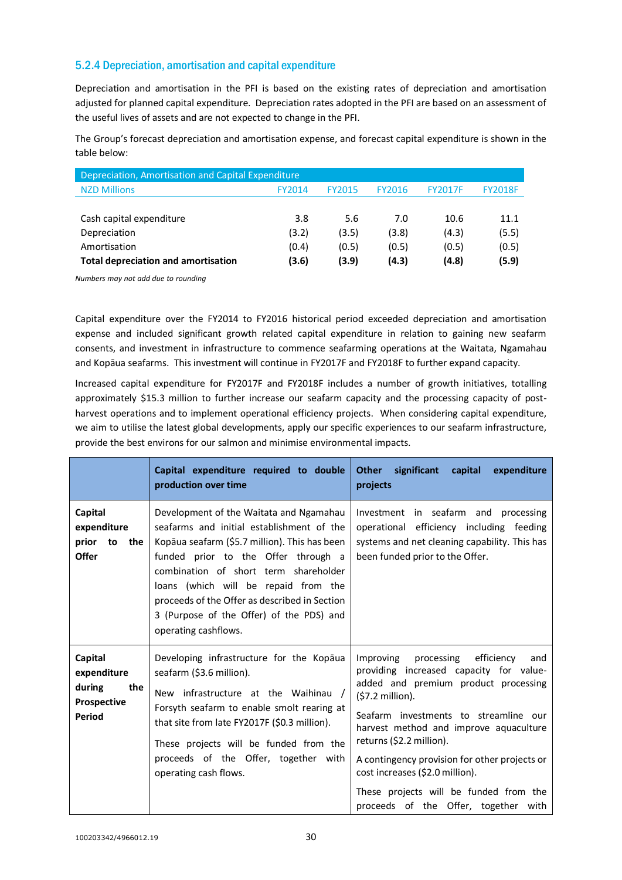### 5.2.4 Depreciation, amortisation and capital expenditure

Depreciation and amortisation in the PFI is based on the existing rates of depreciation and amortisation adjusted for planned capital expenditure. Depreciation rates adopted in the PFI are based on an assessment of the useful lives of assets and are not expected to change in the PFI.

The Group's forecast depreciation and amortisation expense, and forecast capital expenditure is shown in the table below:

| Depreciation, Amortisation and Capital Expenditure | | | | | |
|---|---|---|---|---|---|
| NZD Millions | FY2014 | FY2015 | FY2016 | FY2017F | FY2018F |
| Cash capital expenditure | 3.8 | 5.6 | 7.0 | 10.6 | 11.1 |
| Depreciation | (3.2) | (3.5) | (3.8) | (4.3) | (5.5) |
| Amortisation | (0.4) | (0.5) | (0.5) | (0.5) | (0.5) |
| **Total depreciation and amortisation** | **(3.6)** | **(3.9)** | **(4.3)** | **(4.8)** | **(5.9)** |

*Numbers may not add due to rounding*

Capital expenditure over the FY2014 to FY2016 historical period exceeded depreciation and amortisation expense and included significant growth related capital expenditure in relation to gaining new seafarm consents, and investment in infrastructure to commence seafarming operations at the Waitata, Ngamahau and Kopāua seafarms. This investment will continue in FY2017F and FY2018F to further expand capacity.

Increased capital expenditure for FY2017F and FY2018F includes a number of growth initiatives, totalling approximately $15.3 million to further increase our seafarm capacity and the processing capacity of post-harvest operations and to implement operational efficiency projects. When considering capital expenditure, we aim to utilise the latest global developments, apply our specific experiences to our seafarm infrastructure, provide the best environs for our salmon and minimise environmental impacts.

| | **Capital expenditure required to double production over time** | **Other significant capital expenditure projects** |
|---|---|---|
| **Capital expenditure prior to the Offer** | Development of the Waitata and Ngamahau seafarms and initial establishment of the Kopāua seafarm ($5.7 million). This has been funded prior to the Offer through a combination of short term shareholder loans (which will be repaid from the proceeds of the Offer as described in Section 3 (Purpose of the Offer) of the PDS) and operating cashflows. | Investment in seafarm and processing operational efficiency including feeding systems and net cleaning capability. This has been funded prior to the Offer. |
| **Capital expenditure during the Prospective Period** | Developing infrastructure for the Kopāua seafarm ($3.6 million).<br><br>New infrastructure at the Waihinau / Forsyth seafarm to enable smolt rearing at that site from late FY2017F ($0.3 million).<br><br>These projects will be funded from the proceeds of the Offer, together with operating cash flows. | Improving processing efficiency and providing increased capacity for value-added and premium product processing ($7.2 million).<br><br>Seafarm investments to streamline our harvest method and improve aquaculture returns ($2.2 million).<br><br>A contingency provision for other projects or cost increases ($2.0 million).<br><br>These projects will be funded from the proceeds of the Offer, together with |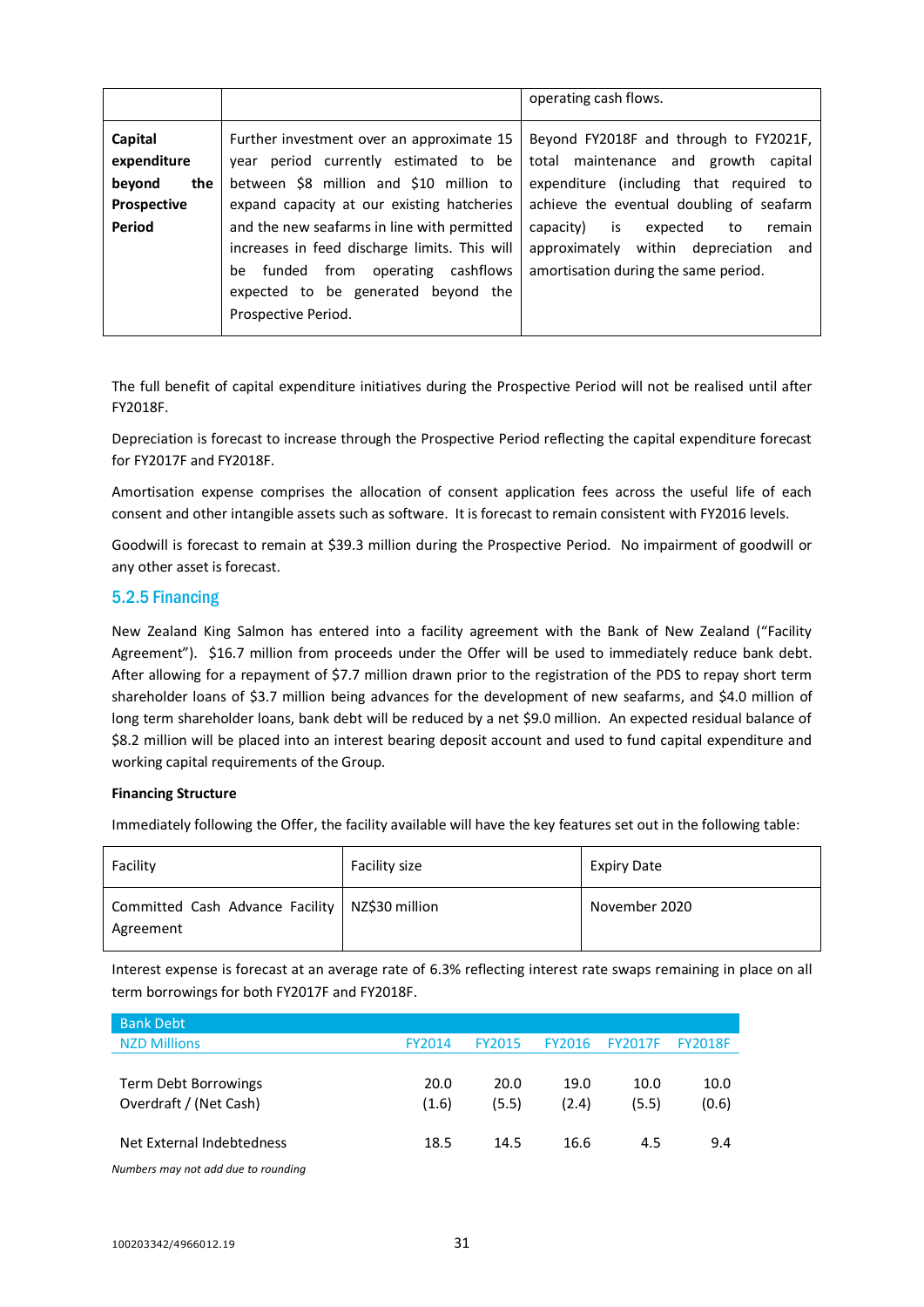| | | operating cash flows. |
|---|---|---|
| **Capital expenditure beyond the Prospective Period** | Further investment over an approximate 15 year period currently estimated to be between $8 million and $10 million to expand capacity at our existing hatcheries and the new seafarms in line with permitted increases in feed discharge limits. This will be funded from operating cashflows expected to be generated beyond the Prospective Period. | Beyond FY2018F and through to FY2021F, total maintenance and growth capital expenditure (including that required to achieve the eventual doubling of seafarm capacity) is expected to remain approximately within depreciation and amortisation during the same period. |

The full benefit of capital expenditure initiatives during the Prospective Period will not be realised until after FY2018F.

Depreciation is forecast to increase through the Prospective Period reflecting the capital expenditure forecast for FY2017F and FY2018F.

Amortisation expense comprises the allocation of consent application fees across the useful life of each consent and other intangible assets such as software. It is forecast to remain consistent with FY2016 levels.

Goodwill is forecast to remain at $39.3 million during the Prospective Period. No impairment of goodwill or any other asset is forecast.

### 5.2.5 Financing

New Zealand King Salmon has entered into a facility agreement with the Bank of New Zealand ("Facility Agreement"). $16.7 million from proceeds under the Offer will be used to immediately reduce bank debt. After allowing for a repayment of $7.7 million drawn prior to the registration of the PDS to repay short term shareholder loans of $3.7 million being advances for the development of new seafarms, and $4.0 million of long term shareholder loans, bank debt will be reduced by a net $9.0 million. An expected residual balance of $8.2 million will be placed into an interest bearing deposit account and used to fund capital expenditure and working capital requirements of the Group.

**Financing Structure**

Immediately following the Offer, the facility available will have the key features set out in the following table:

| Facility | Facility size | Expiry Date |
|---|---|---|
| Committed Cash Advance Facility Agreement | NZ$30 million | November 2020 |

Interest expense is forecast at an average rate of 6.3% reflecting interest rate swaps remaining in place on all term borrowings for both FY2017F and FY2018F.

| Bank Debt<br>NZD Millions | FY2014 | FY2015 | FY2016 | FY2017F | FY2018F |
|---|---|---|---|---|---|
| Term Debt Borrowings | 20.0 | 20.0 | 19.0 | 10.0 | 10.0 |
| Overdraft / (Net Cash) | (1.6) | (5.5) | (2.4) | (5.5) | (0.6) |
| Net External Indebtedness | 18.5 | 14.5 | 16.6 | 4.5 | 9.4 |

*Numbers may not add due to rounding*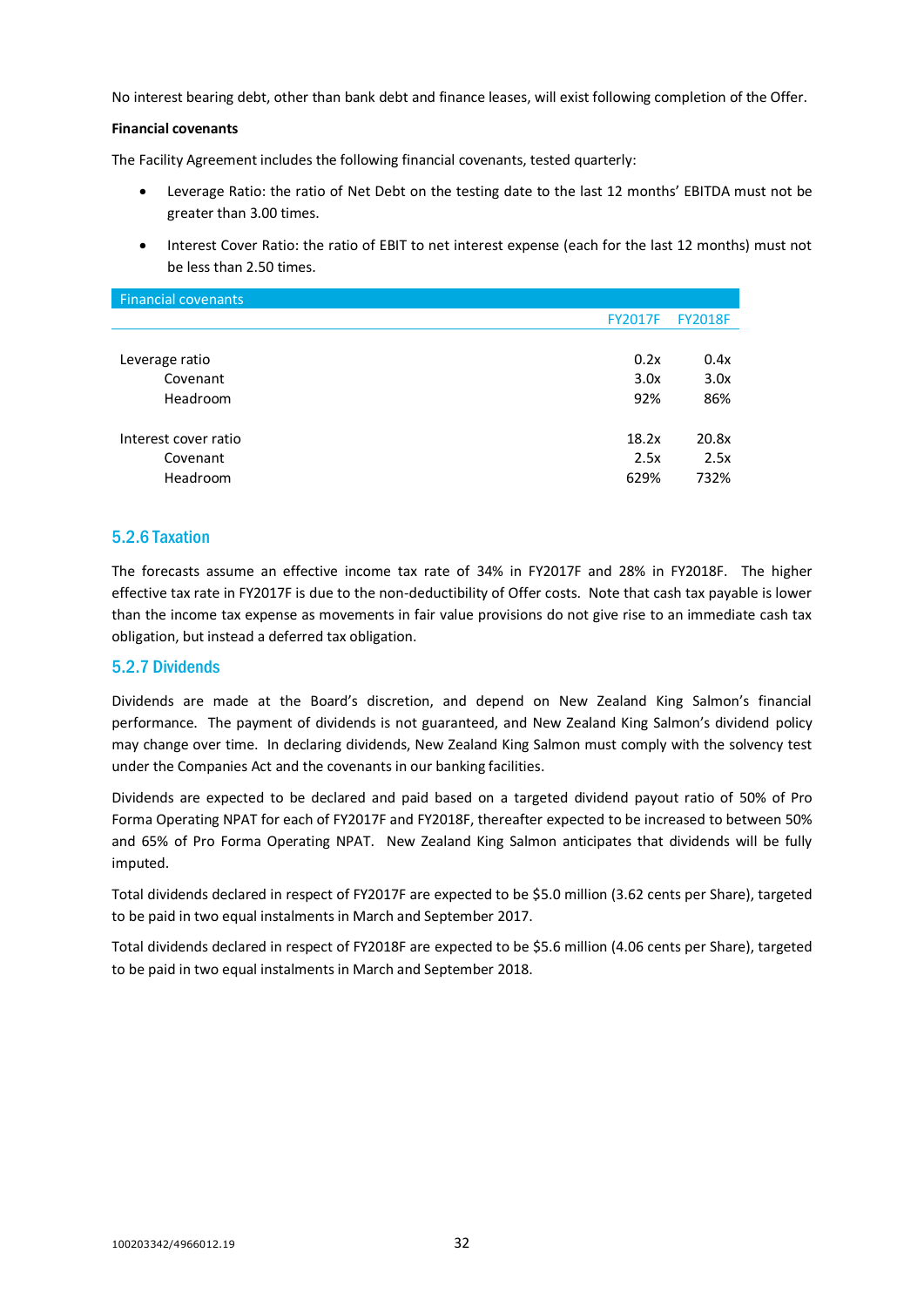No interest bearing debt, other than bank debt and finance leases, will exist following completion of the Offer.

**Financial covenants**

The Facility Agreement includes the following financial covenants, tested quarterly:

- Leverage Ratio: the ratio of Net Debt on the testing date to the last 12 months' EBITDA must not be greater than 3.00 times.
- Interest Cover Ratio: the ratio of EBIT to net interest expense (each for the last 12 months) must not be less than 2.50 times.

| Financial covenants | FY2017F | FY2018F |
|---|---|---|
| Leverage ratio | 0.2x | 0.4x |
| Covenant | 3.0x | 3.0x |
| Headroom | 92% | 86% |
| Interest cover ratio | 18.2x | 20.8x |
| Covenant | 2.5x | 2.5x |
| Headroom | 629% | 732% |

### 5.2.6 Taxation

The forecasts assume an effective income tax rate of 34% in FY2017F and 28% in FY2018F. The higher effective tax rate in FY2017F is due to the non-deductibility of Offer costs. Note that cash tax payable is lower than the income tax expense as movements in fair value provisions do not give rise to an immediate cash tax obligation, but instead a deferred tax obligation.

### 5.2.7 Dividends

Dividends are made at the Board's discretion, and depend on New Zealand King Salmon's financial performance. The payment of dividends is not guaranteed, and New Zealand King Salmon's dividend policy may change over time. In declaring dividends, New Zealand King Salmon must comply with the solvency test under the Companies Act and the covenants in our banking facilities.

Dividends are expected to be declared and paid based on a targeted dividend payout ratio of 50% of Pro Forma Operating NPAT for each of FY2017F and FY2018F, thereafter expected to be increased to between 50% and 65% of Pro Forma Operating NPAT. New Zealand King Salmon anticipates that dividends will be fully imputed.

Total dividends declared in respect of FY2017F are expected to be $5.0 million (3.62 cents per Share), targeted to be paid in two equal instalments in March and September 2017.

Total dividends declared in respect of FY2018F are expected to be $5.6 million (4.06 cents per Share), targeted to be paid in two equal instalments in March and September 2018.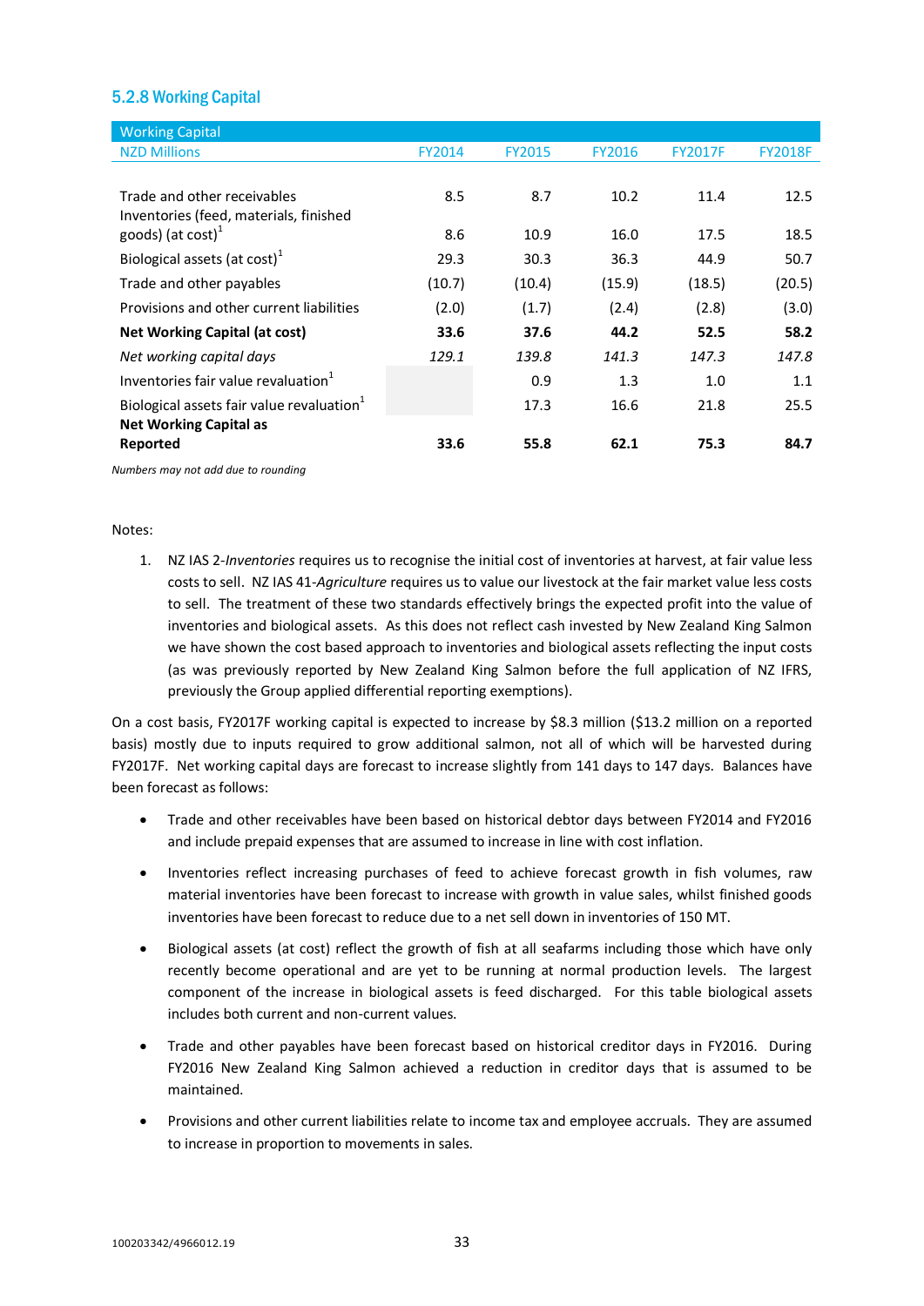### 5.2.8 Working Capital

| Working Capital | | | | | |
|---|---|---|---|---|---|
| NZD Millions | FY2014 | FY2015 | FY2016 | FY2017F | FY2018F |
| Trade and other receivables | 8.5 | 8.7 | 10.2 | 11.4 | 12.5 |
| Inventories (feed, materials, finished goods) (at cost)[1] | 8.6 | 10.9 | 16.0 | 17.5 | 18.5 |
| Biological assets (at cost)[1] | 29.3 | 30.3 | 36.3 | 44.9 | 50.7 |
| Trade and other payables | (10.7) | (10.4) | (15.9) | (18.5) | (20.5) |
| Provisions and other current liabilities | (2.0) | (1.7) | (2.4) | (2.8) | (3.0) |
| **Net Working Capital (at cost)** | **33.6** | **37.6** | **44.2** | **52.5** | **58.2** |
| *Net working capital days* | *129.1* | *139.8* | *141.3* | *147.3* | *147.8* |
| Inventories fair value revaluation[1] | | 0.9 | 1.3 | 1.0 | 1.1 |
| Biological assets fair value revaluation[1] | | 17.3 | 16.6 | 21.8 | 25.5 |
| **Net Working Capital as Reported** | **33.6** | **55.8** | **62.1** | **75.3** | **84.7** |

*Numbers may not add due to rounding*

Notes:

1. NZ IAS 2-*Inventories* requires us to recognise the initial cost of inventories at harvest, at fair value less costs to sell. NZ IAS 41-*Agriculture* requires us to value our livestock at the fair market value less costs to sell. The treatment of these two standards effectively brings the expected profit into the value of inventories and biological assets. As this does not reflect cash invested by New Zealand King Salmon we have shown the cost based approach to inventories and biological assets reflecting the input costs (as was previously reported by New Zealand King Salmon before the full application of NZ IFRS, previously the Group applied differential reporting exemptions).

On a cost basis, FY2017F working capital is expected to increase by $8.3 million ($13.2 million on a reported basis) mostly due to inputs required to grow additional salmon, not all of which will be harvested during FY2017F. Net working capital days are forecast to increase slightly from 141 days to 147 days. Balances have been forecast as follows:

- Trade and other receivables have been based on historical debtor days between FY2014 and FY2016 and include prepaid expenses that are assumed to increase in line with cost inflation.
- Inventories reflect increasing purchases of feed to achieve forecast growth in fish volumes, raw material inventories have been forecast to increase with growth in value sales, whilst finished goods inventories have been forecast to reduce due to a net sell down in inventories of 150 MT.
- Biological assets (at cost) reflect the growth of fish at all seafarms including those which have only recently become operational and are yet to be running at normal production levels. The largest component of the increase in biological assets is feed discharged. For this table biological assets includes both current and non-current values.
- Trade and other payables have been forecast based on historical creditor days in FY2016. During FY2016 New Zealand King Salmon achieved a reduction in creditor days that is assumed to be maintained.
- Provisions and other current liabilities relate to income tax and employee accruals. They are assumed to increase in proportion to movements in sales.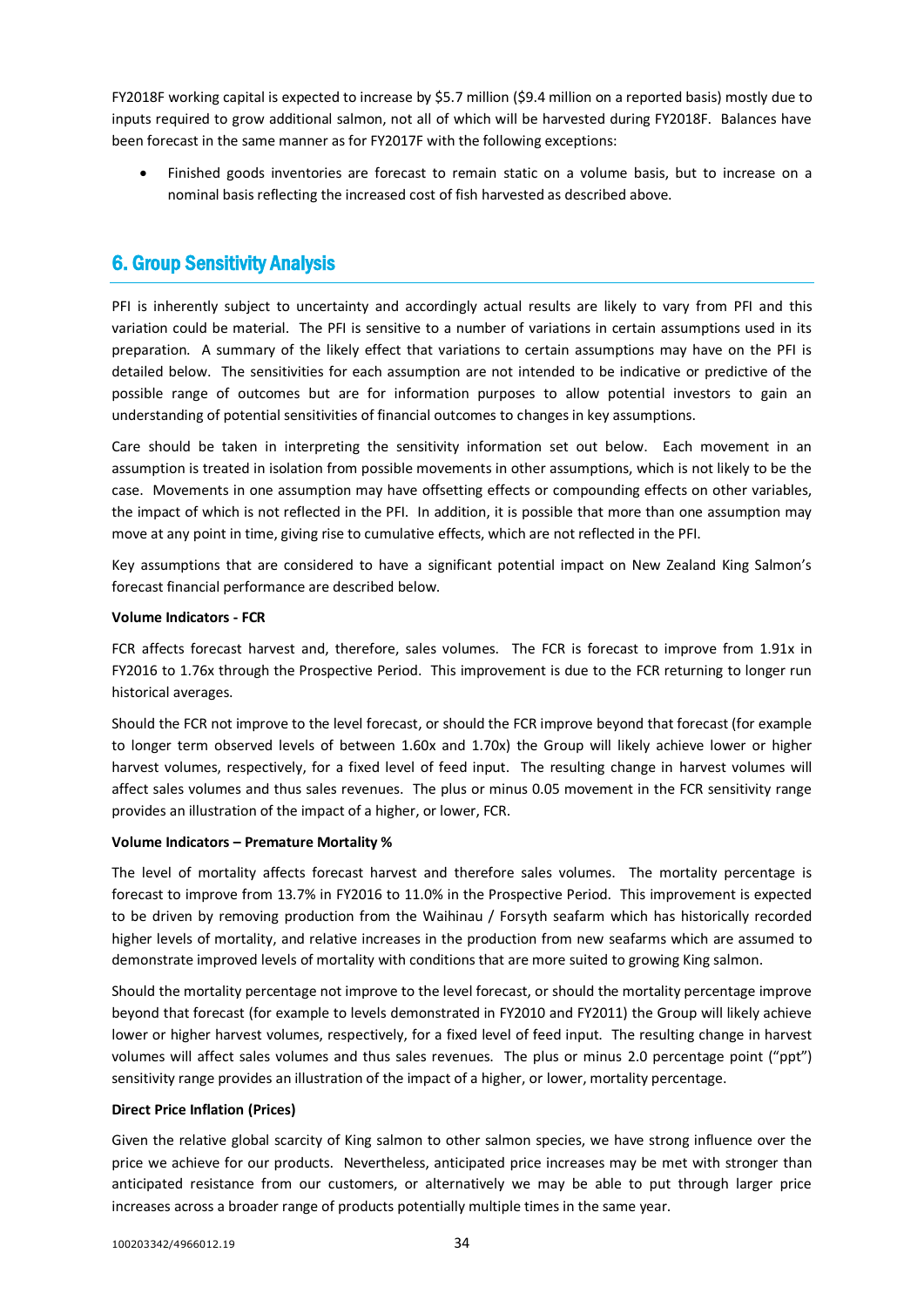FY2018F working capital is expected to increase by $5.7 million ($9.4 million on a reported basis) mostly due to inputs required to grow additional salmon, not all of which will be harvested during FY2018F. Balances have been forecast in the same manner as for FY2017F with the following exceptions:

- Finished goods inventories are forecast to remain static on a volume basis, but to increase on a nominal basis reflecting the increased cost of fish harvested as described above.

## 6. Group Sensitivity Analysis

PFI is inherently subject to uncertainty and accordingly actual results are likely to vary from PFI and this variation could be material. The PFI is sensitive to a number of variations in certain assumptions used in its preparation. A summary of the likely effect that variations to certain assumptions may have on the PFI is detailed below. The sensitivities for each assumption are not intended to be indicative or predictive of the possible range of outcomes but are for information purposes to allow potential investors to gain an understanding of potential sensitivities of financial outcomes to changes in key assumptions.

Care should be taken in interpreting the sensitivity information set out below. Each movement in an assumption is treated in isolation from possible movements in other assumptions, which is not likely to be the case. Movements in one assumption may have offsetting effects or compounding effects on other variables, the impact of which is not reflected in the PFI. In addition, it is possible that more than one assumption may move at any point in time, giving rise to cumulative effects, which are not reflected in the PFI.

Key assumptions that are considered to have a significant potential impact on New Zealand King Salmon's forecast financial performance are described below.

**Volume Indicators - FCR**

FCR affects forecast harvest and, therefore, sales volumes. The FCR is forecast to improve from 1.91x in FY2016 to 1.76x through the Prospective Period. This improvement is due to the FCR returning to longer run historical averages.

Should the FCR not improve to the level forecast, or should the FCR improve beyond that forecast (for example to longer term observed levels of between 1.60x and 1.70x) the Group will likely achieve lower or higher harvest volumes, respectively, for a fixed level of feed input. The resulting change in harvest volumes will affect sales volumes and thus sales revenues. The plus or minus 0.05 movement in the FCR sensitivity range provides an illustration of the impact of a higher, or lower, FCR.

**Volume Indicators – Premature Mortality %**

The level of mortality affects forecast harvest and therefore sales volumes. The mortality percentage is forecast to improve from 13.7% in FY2016 to 11.0% in the Prospective Period. This improvement is expected to be driven by removing production from the Waihinau / Forsyth seafarm which has historically recorded higher levels of mortality, and relative increases in the production from new seafarms which are assumed to demonstrate improved levels of mortality with conditions that are more suited to growing King salmon.

Should the mortality percentage not improve to the level forecast, or should the mortality percentage improve beyond that forecast (for example to levels demonstrated in FY2010 and FY2011) the Group will likely achieve lower or higher harvest volumes, respectively, for a fixed level of feed input. The resulting change in harvest volumes will affect sales volumes and thus sales revenues. The plus or minus 2.0 percentage point ("ppt") sensitivity range provides an illustration of the impact of a higher, or lower, mortality percentage.

**Direct Price Inflation (Prices)**

Given the relative global scarcity of King salmon to other salmon species, we have strong influence over the price we achieve for our products. Nevertheless, anticipated price increases may be met with stronger than anticipated resistance from our customers, or alternatively we may be able to put through larger price increases across a broader range of products potentially multiple times in the same year.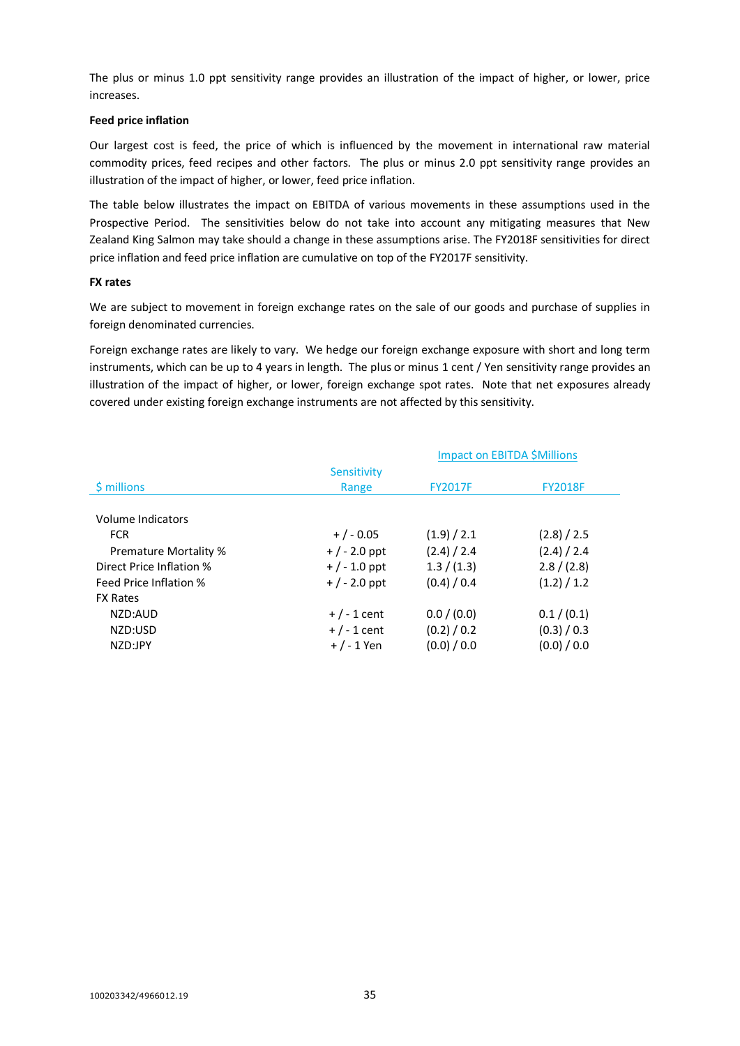The plus or minus 1.0 ppt sensitivity range provides an illustration of the impact of higher, or lower, price increases.

**Feed price inflation**

Our largest cost is feed, the price of which is influenced by the movement in international raw material commodity prices, feed recipes and other factors. The plus or minus 2.0 ppt sensitivity range provides an illustration of the impact of higher, or lower, feed price inflation.

The table below illustrates the impact on EBITDA of various movements in these assumptions used in the Prospective Period. The sensitivities below do not take into account any mitigating measures that New Zealand King Salmon may take should a change in these assumptions arise. The FY2018F sensitivities for direct price inflation and feed price inflation are cumulative on top of the FY2017F sensitivity.

**FX rates**

We are subject to movement in foreign exchange rates on the sale of our goods and purchase of supplies in foreign denominated currencies.

Foreign exchange rates are likely to vary. We hedge our foreign exchange exposure with short and long term instruments, which can be up to 4 years in length. The plus or minus 1 cent / Yen sensitivity range provides an illustration of the impact of higher, or lower, foreign exchange spot rates. Note that net exposures already covered under existing foreign exchange instruments are not affected by this sensitivity.

| | | Impact on EBITDA $Millions | |
|---|---|---|---|
| $ millions | Sensitivity Range | FY2017F | FY2018F |
| Volume Indicators | | | |
| FCR | + / - 0.05 | (1.9) / 2.1 | (2.8) / 2.5 |
| Premature Mortality % | + / - 2.0 ppt | (2.4) / 2.4 | (2.4) / 2.4 |
| Direct Price Inflation % | + / - 1.0 ppt | 1.3 / (1.3) | 2.8 / (2.8) |
| Feed Price Inflation % | + / - 2.0 ppt | (0.4) / 0.4 | (1.2) / 1.2 |
| FX Rates | | | |
| NZD:AUD | + / - 1 cent | 0.0 / (0.0) | 0.1 / (0.1) |
| NZD:USD | + / - 1 cent | (0.2) / 0.2 | (0.3) / 0.3 |
| NZD:JPY | + / - 1 Yen | (0.0) / 0.0 | (0.0) / 0.0 |

100203342/4966012.19